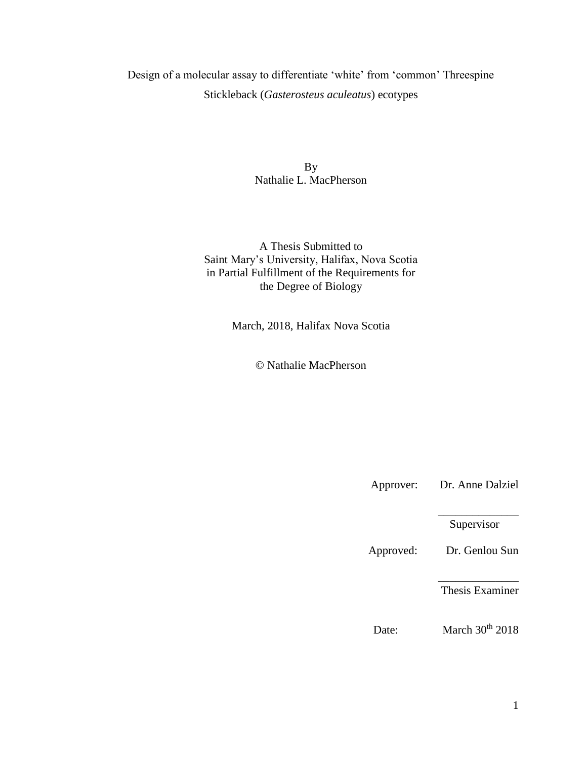# Design of a molecular assay to differentiate 'white' from 'common' Threespine Stickleback (*Gasterosteus aculeatus*) ecotypes

By
Nathalie L. MacPherson

A Thesis Submitted to
Saint Mary's University, Halifax, Nova Scotia
in Partial Fulfillment of the Requirements for
the Degree of Biology

March, 2018, Halifax Nova Scotia

© Nathalie MacPherson

Approver: Dr. Anne Dalziel

______________
Supervisor

Approved: Dr. Genlou Sun

______________
Thesis Examiner

Date: March 30th 2018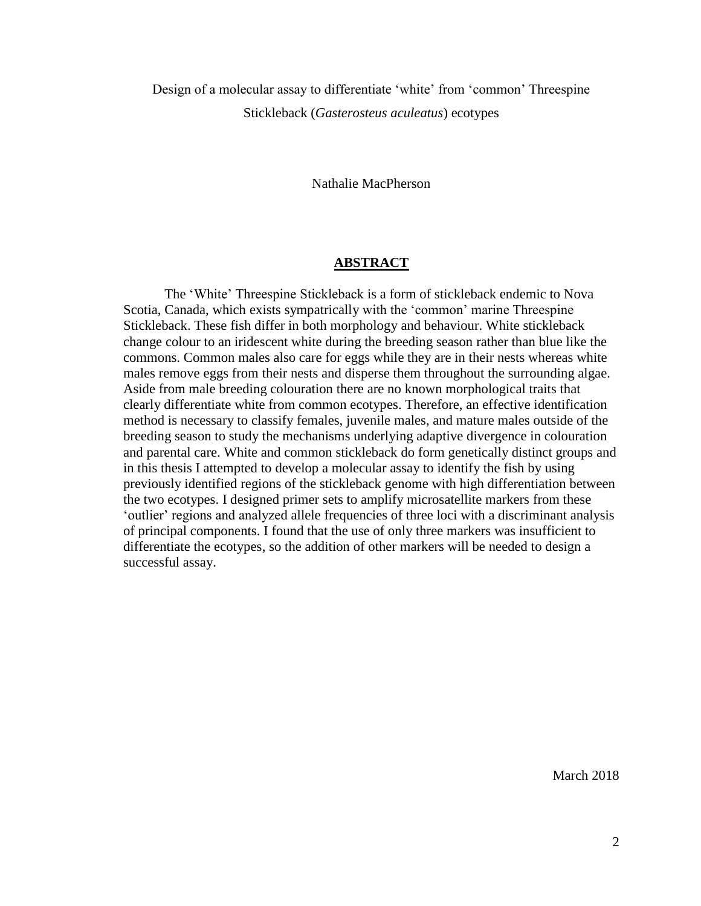Design of a molecular assay to differentiate 'white' from 'common' Threespine Stickleback (*Gasterosteus aculeatus*) ecotypes

Nathalie MacPherson

## ABSTRACT

The 'White' Threespine Stickleback is a form of stickleback endemic to Nova Scotia, Canada, which exists sympatrically with the 'common' marine Threespine Stickleback. These fish differ in both morphology and behaviour. White stickleback change colour to an iridescent white during the breeding season rather than blue like the commons. Common males also care for eggs while they are in their nests whereas white males remove eggs from their nests and disperse them throughout the surrounding algae. Aside from male breeding colouration there are no known morphological traits that clearly differentiate white from common ecotypes. Therefore, an effective identification method is necessary to classify females, juvenile males, and mature males outside of the breeding season to study the mechanisms underlying adaptive divergence in colouration and parental care. White and common stickleback do form genetically distinct groups and in this thesis I attempted to develop a molecular assay to identify the fish by using previously identified regions of the stickleback genome with high differentiation between the two ecotypes. I designed primer sets to amplify microsatellite markers from these 'outlier' regions and analyzed allele frequencies of three loci with a discriminant analysis of principal components. I found that the use of only three markers was insufficient to differentiate the ecotypes, so the addition of other markers will be needed to design a successful assay.

March 2018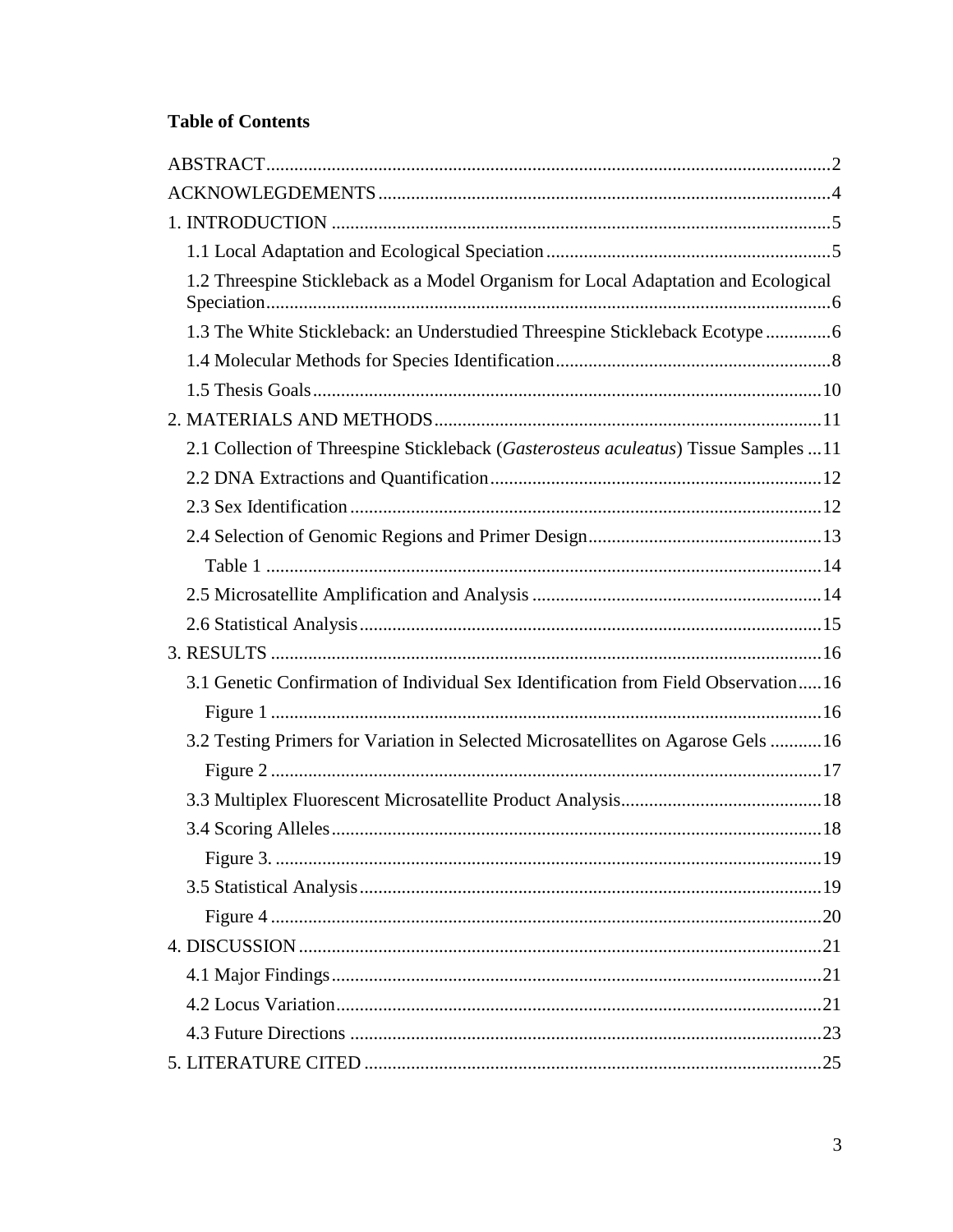**Table of Contents**

ABSTRACT ........ 2
ACKNOWLEGDEMENTS ........ 4
1. INTRODUCTION ........ 5
  1.1 Local Adaptation and Ecological Speciation ........ 5
  1.2 Threespine Stickleback as a Model Organism for Local Adaptation and Ecological Speciation ........ 6
  1.3 The White Stickleback: an Understudied Threespine Stickleback Ecotype ........ 6
  1.4 Molecular Methods for Species Identification ........ 8
  1.5 Thesis Goals ........ 10
2. MATERIALS AND METHODS ........ 11
  2.1 Collection of Threespine Stickleback (*Gasterosteus aculeatus*) Tissue Samples ........ 11
  2.2 DNA Extractions and Quantification ........ 12
  2.3 Sex Identification ........ 12
  2.4 Selection of Genomic Regions and Primer Design ........ 13
    Table 1 ........ 14
  2.5 Microsatellite Amplification and Analysis ........ 14
  2.6 Statistical Analysis ........ 15
3. RESULTS ........ 16
  3.1 Genetic Confirmation of Individual Sex Identification from Field Observation ........ 16
    Figure 1 ........ 16
  3.2 Testing Primers for Variation in Selected Microsatellites on Agarose Gels ........ 16
    Figure 2 ........ 17
  3.3 Multiplex Fluorescent Microsatellite Product Analysis ........ 18
  3.4 Scoring Alleles ........ 18
    Figure 3. ........ 19
  3.5 Statistical Analysis ........ 19
    Figure 4 ........ 20
4. DISCUSSION ........ 21
  4.1 Major Findings ........ 21
  4.2 Locus Variation ........ 21
  4.3 Future Directions ........ 23
5. LITERATURE CITED ........ 25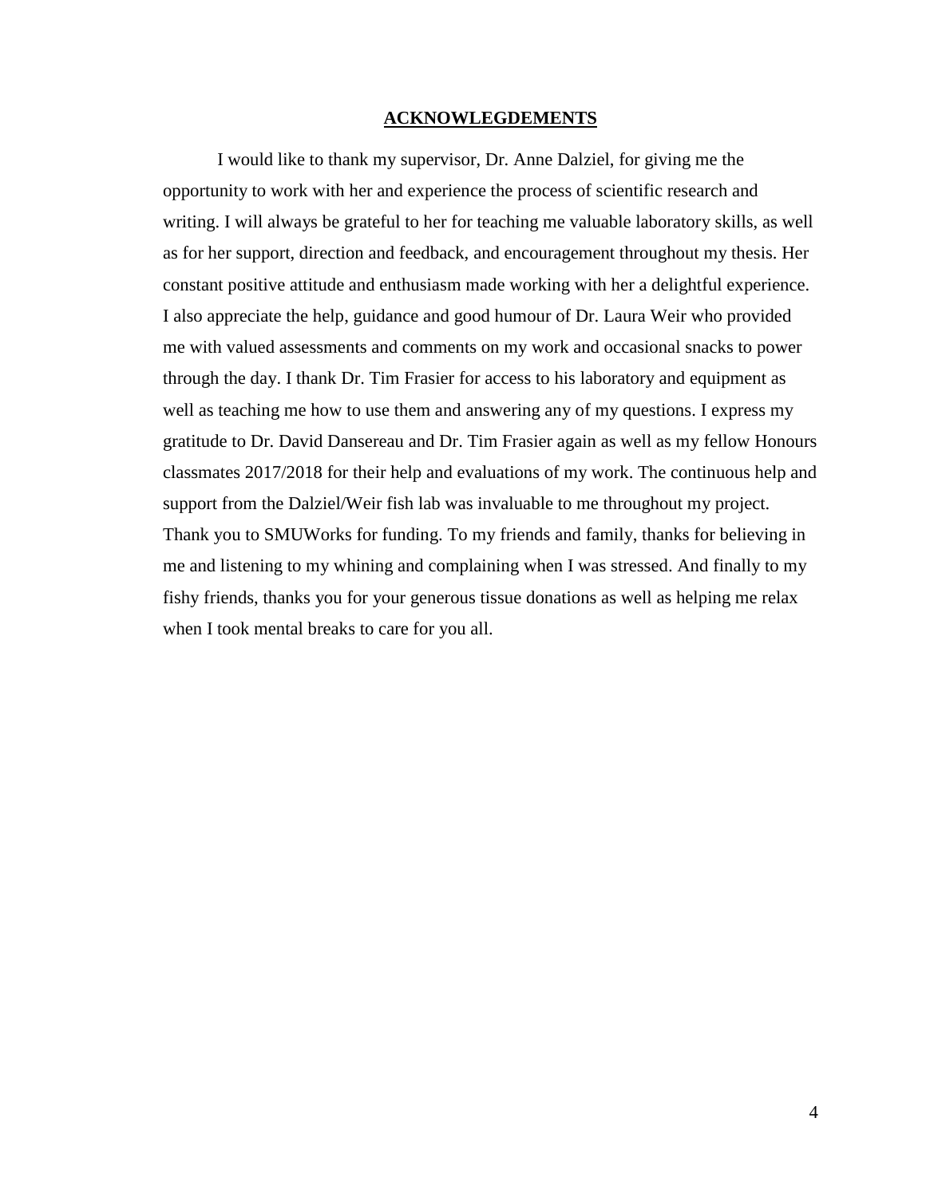## ACKNOWLEGDEMENTS

I would like to thank my supervisor, Dr. Anne Dalziel, for giving me the opportunity to work with her and experience the process of scientific research and writing. I will always be grateful to her for teaching me valuable laboratory skills, as well as for her support, direction and feedback, and encouragement throughout my thesis. Her constant positive attitude and enthusiasm made working with her a delightful experience. I also appreciate the help, guidance and good humour of Dr. Laura Weir who provided me with valued assessments and comments on my work and occasional snacks to power through the day. I thank Dr. Tim Frasier for access to his laboratory and equipment as well as teaching me how to use them and answering any of my questions. I express my gratitude to Dr. David Dansereau and Dr. Tim Frasier again as well as my fellow Honours classmates 2017/2018 for their help and evaluations of my work. The continuous help and support from the Dalziel/Weir fish lab was invaluable to me throughout my project. Thank you to SMUWorks for funding. To my friends and family, thanks for believing in me and listening to my whining and complaining when I was stressed. And finally to my fishy friends, thanks you for your generous tissue donations as well as helping me relax when I took mental breaks to care for you all.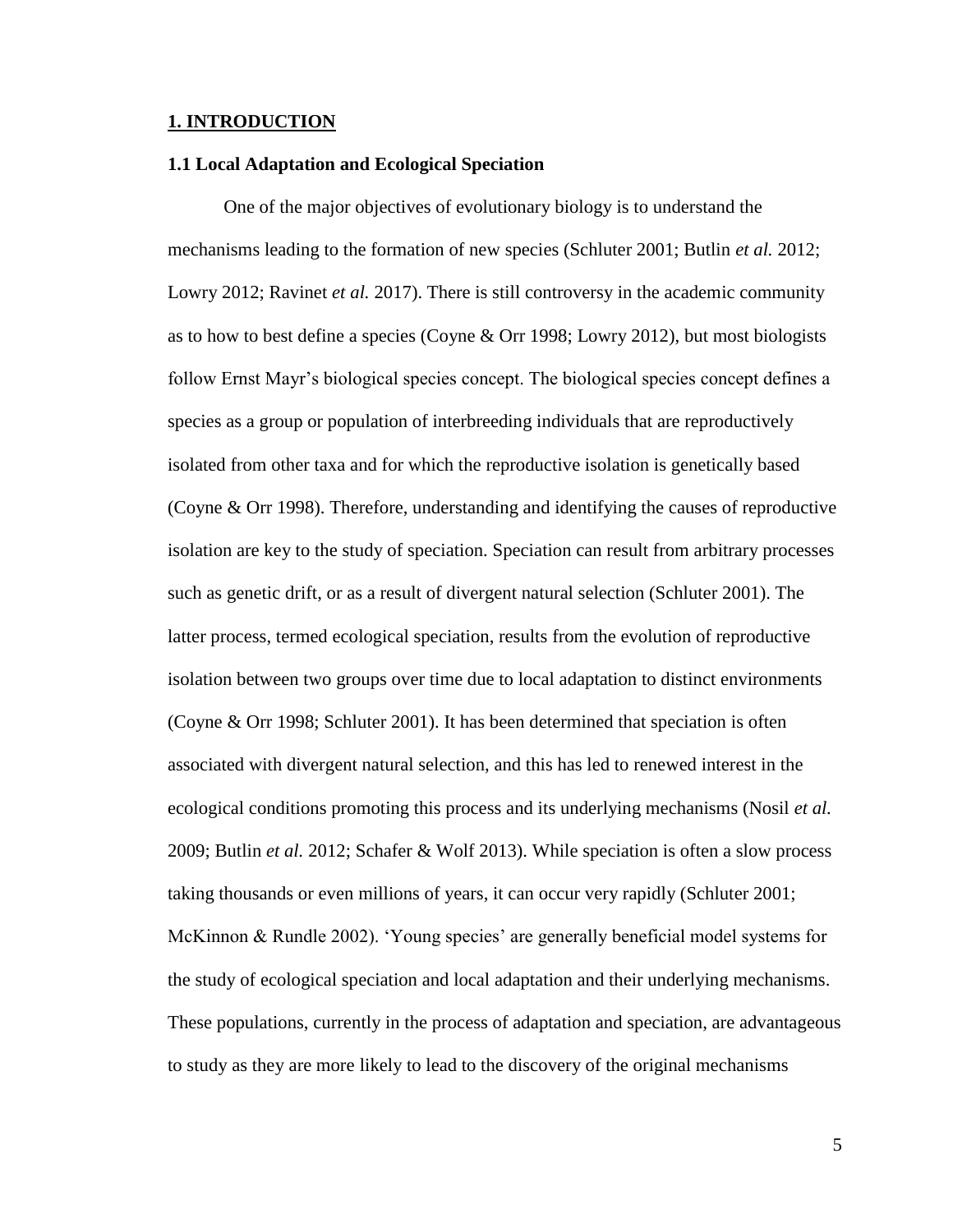# 1. INTRODUCTION

## 1.1 Local Adaptation and Ecological Speciation

One of the major objectives of evolutionary biology is to understand the mechanisms leading to the formation of new species (Schluter 2001; Butlin *et al.* 2012; Lowry 2012; Ravinet *et al.* 2017). There is still controversy in the academic community as to how to best define a species (Coyne & Orr 1998; Lowry 2012), but most biologists follow Ernst Mayr's biological species concept. The biological species concept defines a species as a group or population of interbreeding individuals that are reproductively isolated from other taxa and for which the reproductive isolation is genetically based (Coyne & Orr 1998). Therefore, understanding and identifying the causes of reproductive isolation are key to the study of speciation. Speciation can result from arbitrary processes such as genetic drift, or as a result of divergent natural selection (Schluter 2001). The latter process, termed ecological speciation, results from the evolution of reproductive isolation between two groups over time due to local adaptation to distinct environments (Coyne & Orr 1998; Schluter 2001). It has been determined that speciation is often associated with divergent natural selection, and this has led to renewed interest in the ecological conditions promoting this process and its underlying mechanisms (Nosil *et al.* 2009; Butlin *et al.* 2012; Schafer & Wolf 2013). While speciation is often a slow process taking thousands or even millions of years, it can occur very rapidly (Schluter 2001; McKinnon & Rundle 2002). 'Young species' are generally beneficial model systems for the study of ecological speciation and local adaptation and their underlying mechanisms. These populations, currently in the process of adaptation and speciation, are advantageous to study as they are more likely to lead to the discovery of the original mechanisms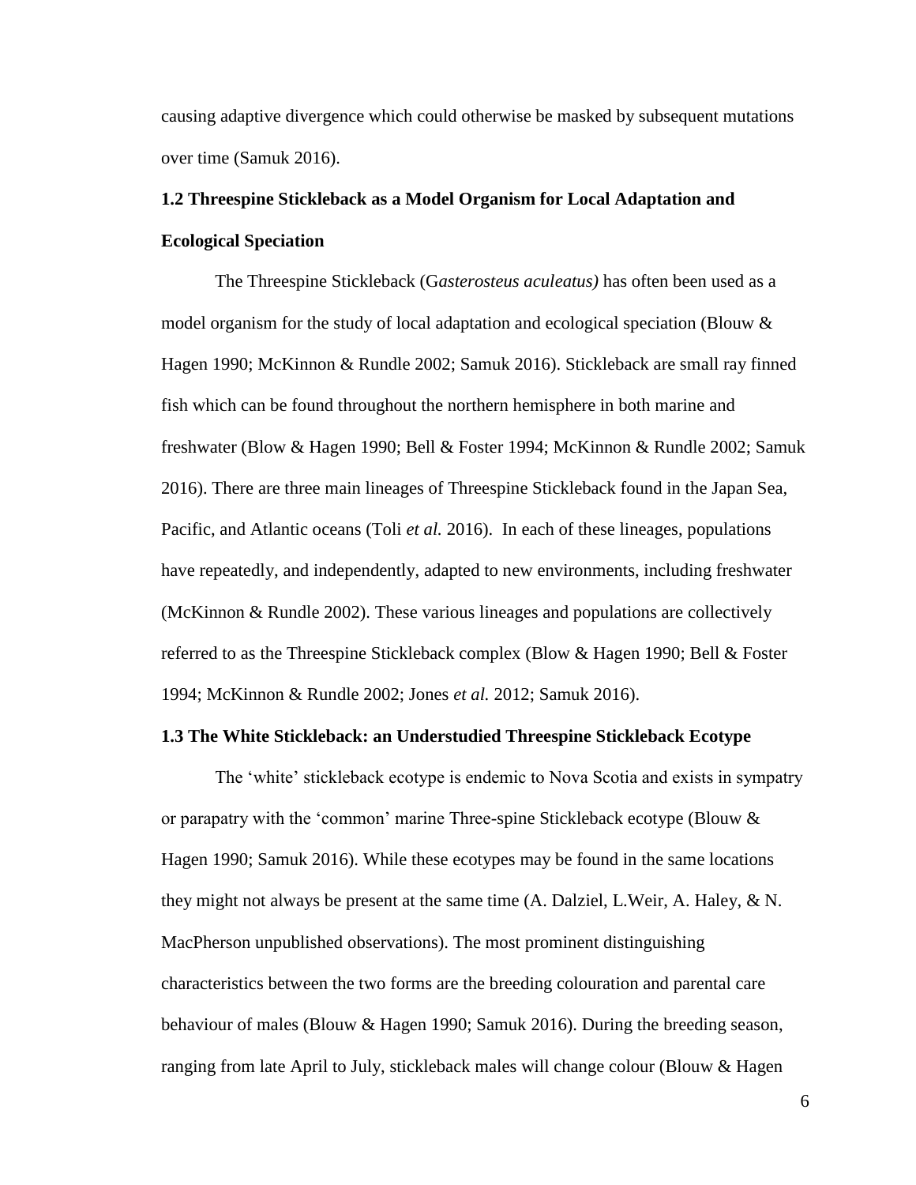causing adaptive divergence which could otherwise be masked by subsequent mutations over time (Samuk 2016).

## 1.2 Threespine Stickleback as a Model Organism for Local Adaptation and Ecological Speciation

The Threespine Stickleback (G*asterosteus aculeatus)* has often been used as a model organism for the study of local adaptation and ecological speciation (Blouw & Hagen 1990; McKinnon & Rundle 2002; Samuk 2016). Stickleback are small ray finned fish which can be found throughout the northern hemisphere in both marine and freshwater (Blow & Hagen 1990; Bell & Foster 1994; McKinnon & Rundle 2002; Samuk 2016). There are three main lineages of Threespine Stickleback found in the Japan Sea, Pacific, and Atlantic oceans (Toli *et al.* 2016). In each of these lineages, populations have repeatedly, and independently, adapted to new environments, including freshwater (McKinnon & Rundle 2002). These various lineages and populations are collectively referred to as the Threespine Stickleback complex (Blow & Hagen 1990; Bell & Foster 1994; McKinnon & Rundle 2002; Jones *et al.* 2012; Samuk 2016).

## 1.3 The White Stickleback: an Understudied Threespine Stickleback Ecotype

The 'white' stickleback ecotype is endemic to Nova Scotia and exists in sympatry or parapatry with the 'common' marine Three-spine Stickleback ecotype (Blouw & Hagen 1990; Samuk 2016). While these ecotypes may be found in the same locations they might not always be present at the same time (A. Dalziel, L.Weir, A. Haley, & N. MacPherson unpublished observations). The most prominent distinguishing characteristics between the two forms are the breeding colouration and parental care behaviour of males (Blouw & Hagen 1990; Samuk 2016). During the breeding season, ranging from late April to July, stickleback males will change colour (Blouw & Hagen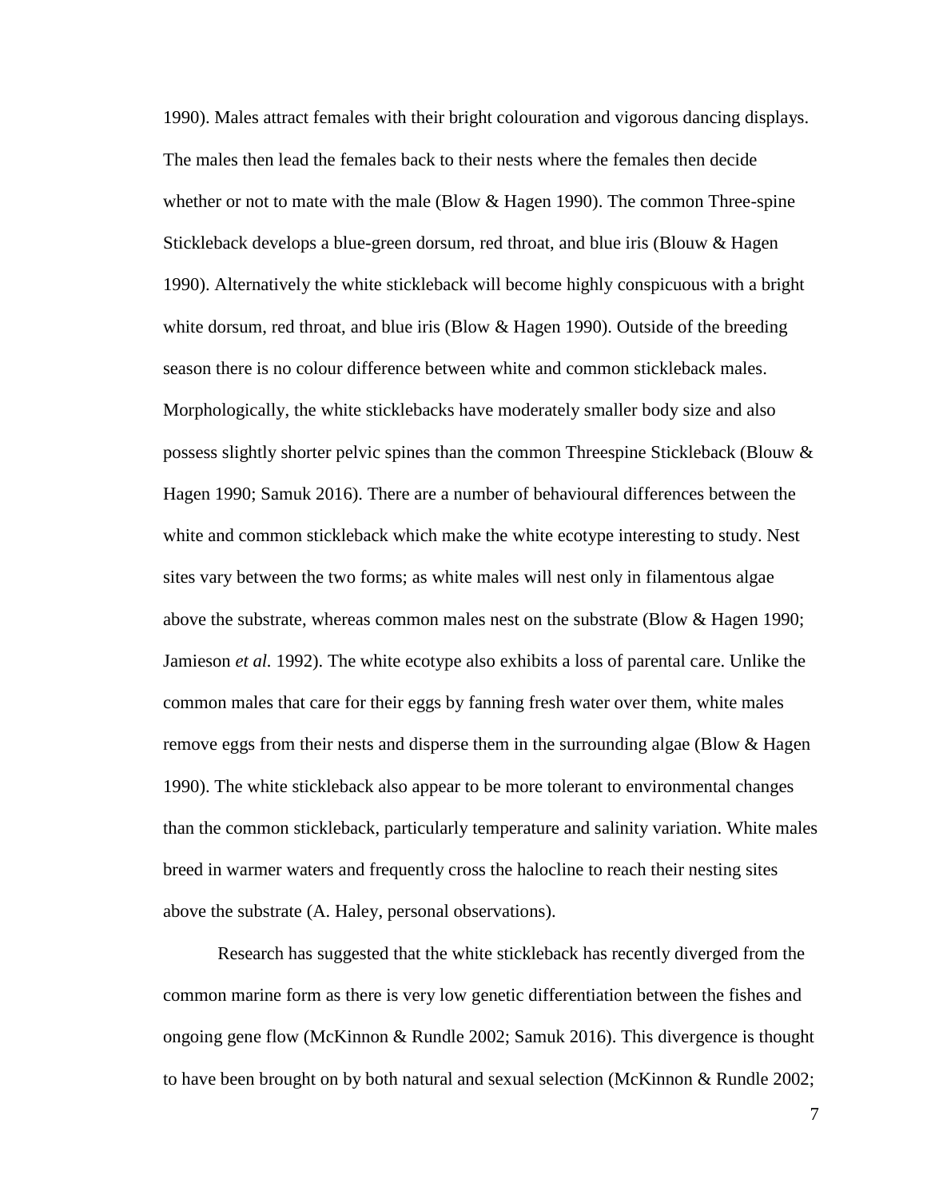1990). Males attract females with their bright colouration and vigorous dancing displays. The males then lead the females back to their nests where the females then decide whether or not to mate with the male (Blow & Hagen 1990). The common Three-spine Stickleback develops a blue-green dorsum, red throat, and blue iris (Blouw & Hagen 1990). Alternatively the white stickleback will become highly conspicuous with a bright white dorsum, red throat, and blue iris (Blow & Hagen 1990). Outside of the breeding season there is no colour difference between white and common stickleback males. Morphologically, the white sticklebacks have moderately smaller body size and also possess slightly shorter pelvic spines than the common Threespine Stickleback (Blouw & Hagen 1990; Samuk 2016). There are a number of behavioural differences between the white and common stickleback which make the white ecotype interesting to study. Nest sites vary between the two forms; as white males will nest only in filamentous algae above the substrate, whereas common males nest on the substrate (Blow & Hagen 1990; Jamieson *et al.* 1992). The white ecotype also exhibits a loss of parental care. Unlike the common males that care for their eggs by fanning fresh water over them, white males remove eggs from their nests and disperse them in the surrounding algae (Blow & Hagen 1990). The white stickleback also appear to be more tolerant to environmental changes than the common stickleback, particularly temperature and salinity variation. White males breed in warmer waters and frequently cross the halocline to reach their nesting sites above the substrate (A. Haley, personal observations).

Research has suggested that the white stickleback has recently diverged from the common marine form as there is very low genetic differentiation between the fishes and ongoing gene flow (McKinnon & Rundle 2002; Samuk 2016). This divergence is thought to have been brought on by both natural and sexual selection (McKinnon & Rundle 2002;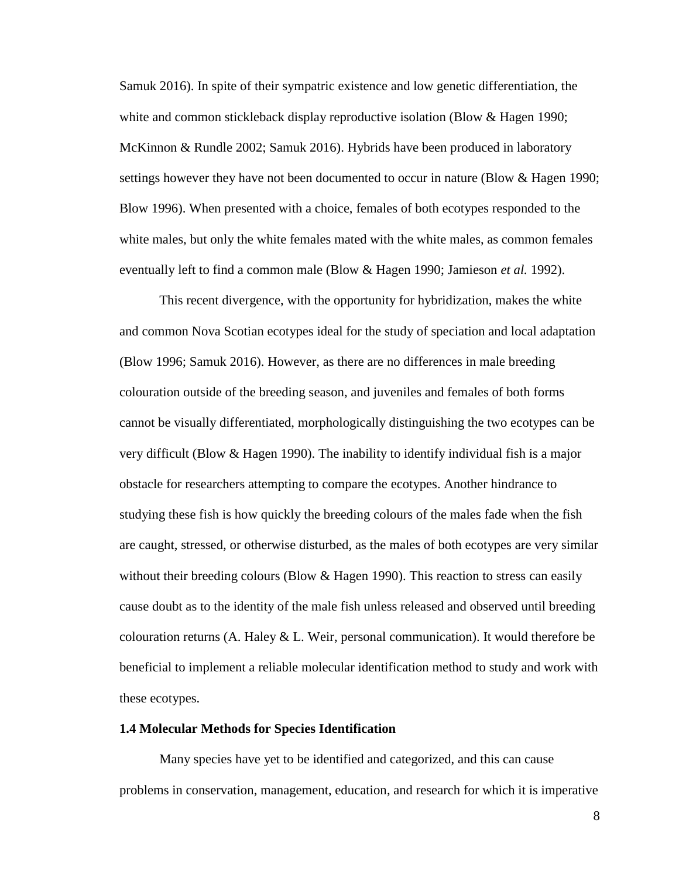Samuk 2016). In spite of their sympatric existence and low genetic differentiation, the white and common stickleback display reproductive isolation (Blow & Hagen 1990; McKinnon & Rundle 2002; Samuk 2016). Hybrids have been produced in laboratory settings however they have not been documented to occur in nature (Blow & Hagen 1990; Blow 1996). When presented with a choice, females of both ecotypes responded to the white males, but only the white females mated with the white males, as common females eventually left to find a common male (Blow & Hagen 1990; Jamieson *et al.* 1992).

This recent divergence, with the opportunity for hybridization, makes the white and common Nova Scotian ecotypes ideal for the study of speciation and local adaptation (Blow 1996; Samuk 2016). However, as there are no differences in male breeding colouration outside of the breeding season, and juveniles and females of both forms cannot be visually differentiated, morphologically distinguishing the two ecotypes can be very difficult (Blow & Hagen 1990). The inability to identify individual fish is a major obstacle for researchers attempting to compare the ecotypes. Another hindrance to studying these fish is how quickly the breeding colours of the males fade when the fish are caught, stressed, or otherwise disturbed, as the males of both ecotypes are very similar without their breeding colours (Blow & Hagen 1990). This reaction to stress can easily cause doubt as to the identity of the male fish unless released and observed until breeding colouration returns (A. Haley & L. Weir, personal communication). It would therefore be beneficial to implement a reliable molecular identification method to study and work with these ecotypes.

### 1.4 Molecular Methods for Species Identification

Many species have yet to be identified and categorized, and this can cause problems in conservation, management, education, and research for which it is imperative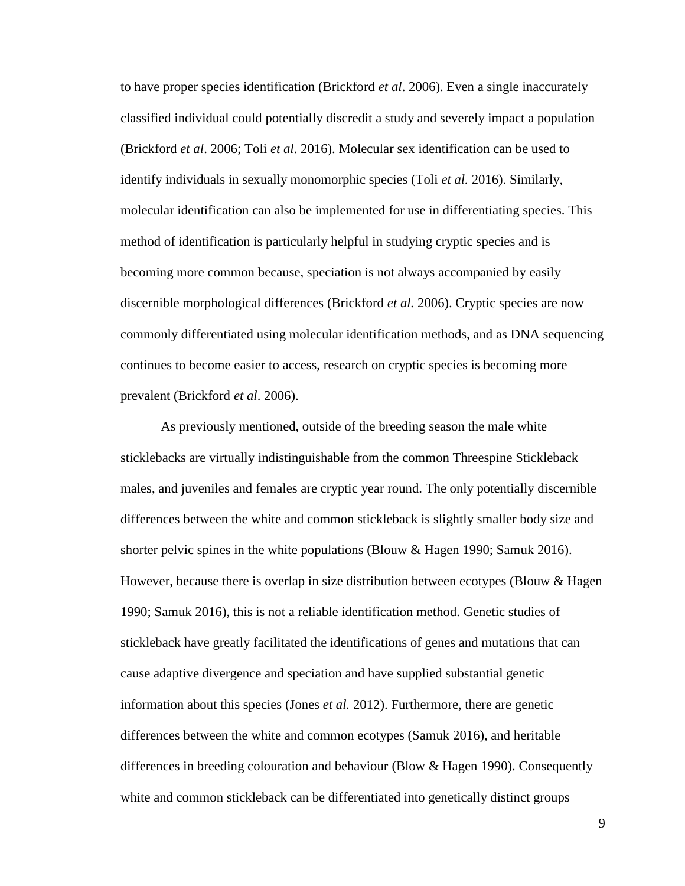to have proper species identification (Brickford *et al*. 2006). Even a single inaccurately classified individual could potentially discredit a study and severely impact a population (Brickford *et al*. 2006; Toli *et al*. 2016). Molecular sex identification can be used to identify individuals in sexually monomorphic species (Toli *et al.* 2016). Similarly, molecular identification can also be implemented for use in differentiating species. This method of identification is particularly helpful in studying cryptic species and is becoming more common because, speciation is not always accompanied by easily discernible morphological differences (Brickford *et al.* 2006). Cryptic species are now commonly differentiated using molecular identification methods, and as DNA sequencing continues to become easier to access, research on cryptic species is becoming more prevalent (Brickford *et al*. 2006).

As previously mentioned, outside of the breeding season the male white sticklebacks are virtually indistinguishable from the common Threespine Stickleback males, and juveniles and females are cryptic year round. The only potentially discernible differences between the white and common stickleback is slightly smaller body size and shorter pelvic spines in the white populations (Blouw & Hagen 1990; Samuk 2016). However, because there is overlap in size distribution between ecotypes (Blouw & Hagen 1990; Samuk 2016), this is not a reliable identification method. Genetic studies of stickleback have greatly facilitated the identifications of genes and mutations that can cause adaptive divergence and speciation and have supplied substantial genetic information about this species (Jones *et al.* 2012). Furthermore, there are genetic differences between the white and common ecotypes (Samuk 2016), and heritable differences in breeding colouration and behaviour (Blow & Hagen 1990). Consequently white and common stickleback can be differentiated into genetically distinct groups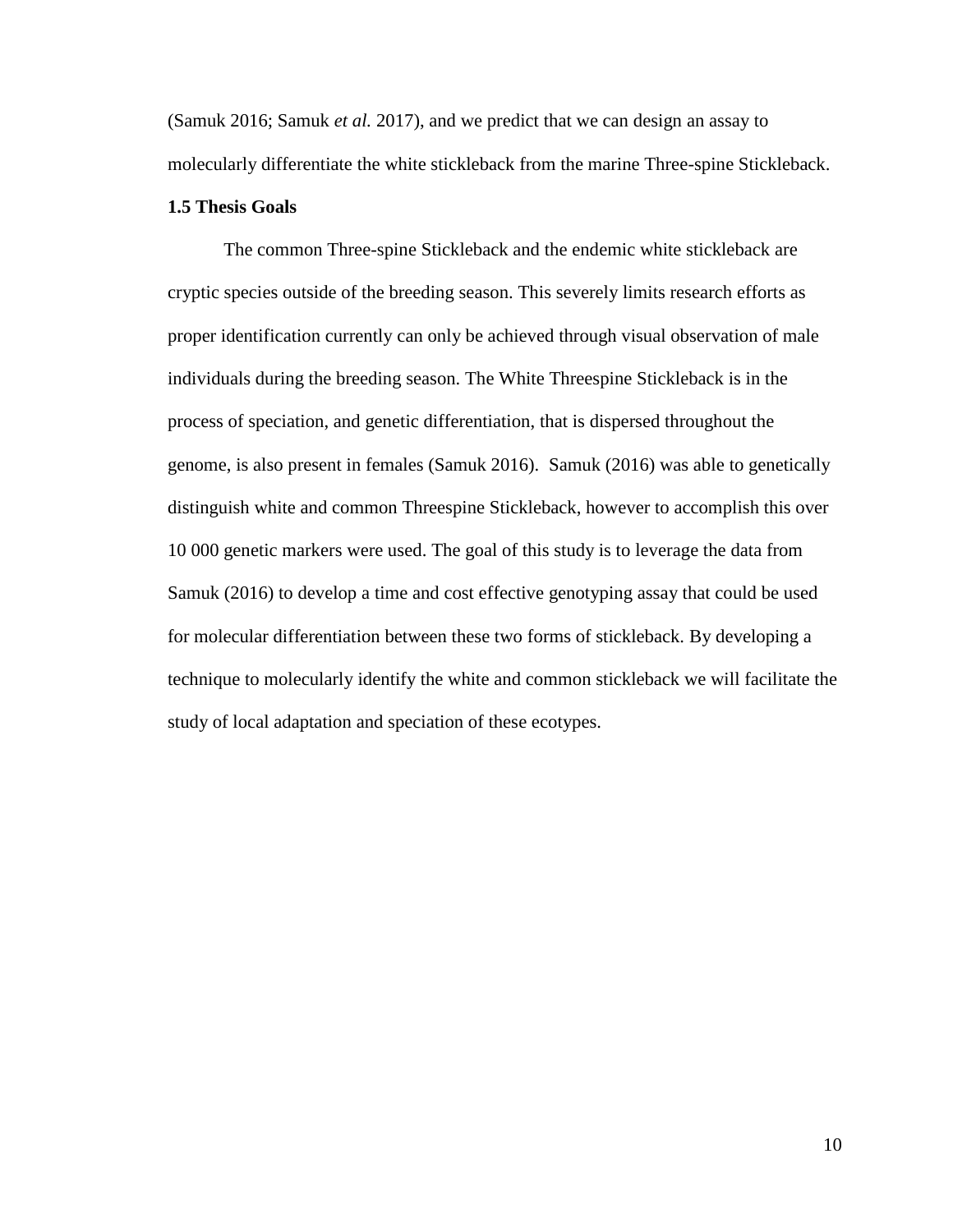(Samuk 2016; Samuk *et al.* 2017), and we predict that we can design an assay to molecularly differentiate the white stickleback from the marine Three-spine Stickleback.

### 1.5 Thesis Goals

The common Three-spine Stickleback and the endemic white stickleback are cryptic species outside of the breeding season. This severely limits research efforts as proper identification currently can only be achieved through visual observation of male individuals during the breeding season. The White Threespine Stickleback is in the process of speciation, and genetic differentiation, that is dispersed throughout the genome, is also present in females (Samuk 2016). Samuk (2016) was able to genetically distinguish white and common Threespine Stickleback, however to accomplish this over 10 000 genetic markers were used. The goal of this study is to leverage the data from Samuk (2016) to develop a time and cost effective genotyping assay that could be used for molecular differentiation between these two forms of stickleback. By developing a technique to molecularly identify the white and common stickleback we will facilitate the study of local adaptation and speciation of these ecotypes.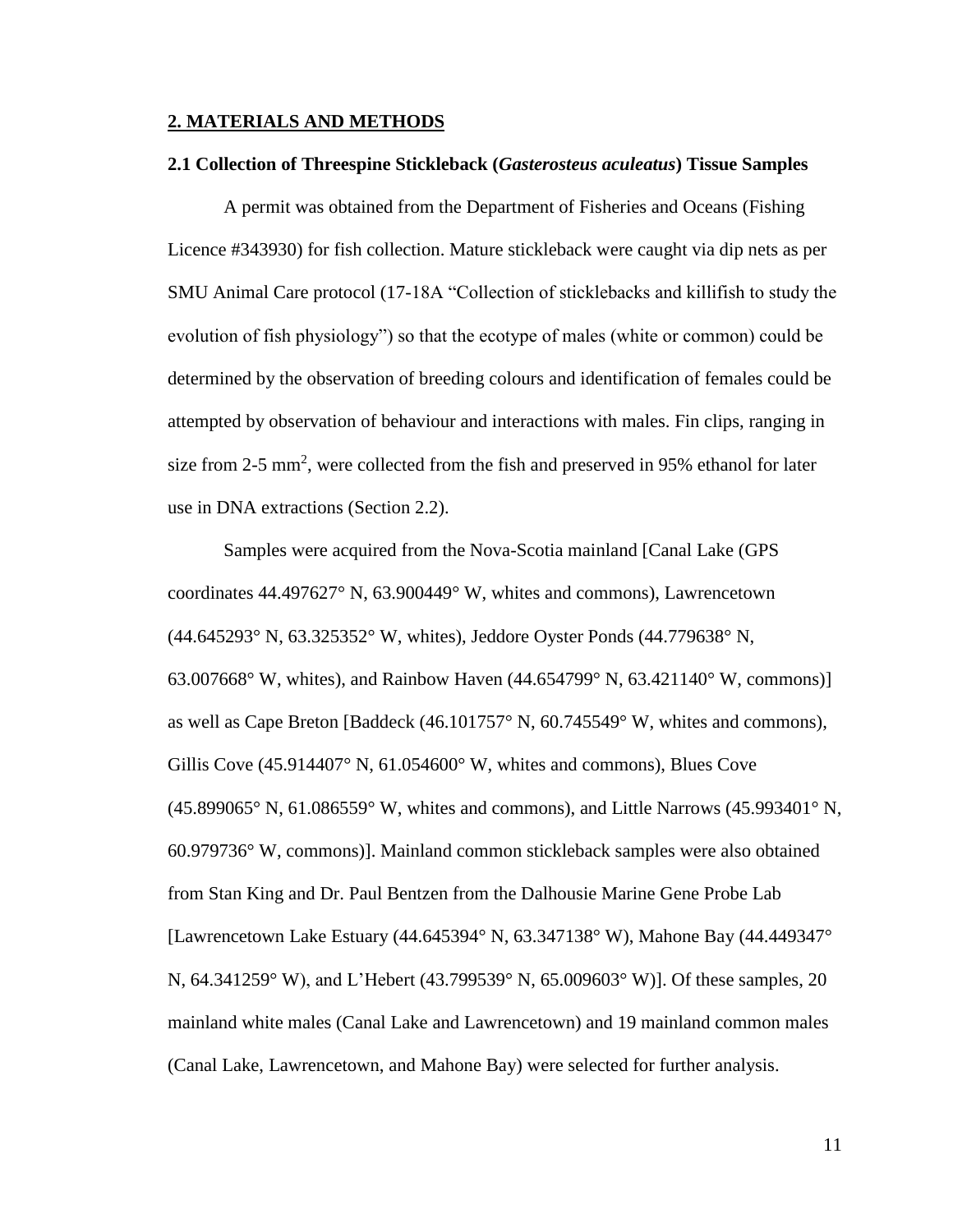## 2. MATERIALS AND METHODS

### 2.1 Collection of Threespine Stickleback (*Gasterosteus aculeatus*) Tissue Samples

A permit was obtained from the Department of Fisheries and Oceans (Fishing Licence #343930) for fish collection. Mature stickleback were caught via dip nets as per SMU Animal Care protocol (17-18A "Collection of sticklebacks and killifish to study the evolution of fish physiology") so that the ecotype of males (white or common) could be determined by the observation of breeding colours and identification of females could be attempted by observation of behaviour and interactions with males. Fin clips, ranging in size from 2-5 $mm^2$, were collected from the fish and preserved in 95% ethanol for later use in DNA extractions (Section 2.2).

Samples were acquired from the Nova-Scotia mainland [Canal Lake (GPS coordinates 44.497627° N, 63.900449° W, whites and commons), Lawrencetown (44.645293° N, 63.325352° W, whites), Jeddore Oyster Ponds (44.779638° N, 63.007668° W, whites), and Rainbow Haven (44.654799° N, 63.421140° W, commons)] as well as Cape Breton [Baddeck (46.101757° N, 60.745549° W, whites and commons), Gillis Cove (45.914407° N, 61.054600° W, whites and commons), Blues Cove (45.899065° N, 61.086559° W, whites and commons), and Little Narrows (45.993401° N, 60.979736° W, commons)]. Mainland common stickleback samples were also obtained from Stan King and Dr. Paul Bentzen from the Dalhousie Marine Gene Probe Lab [Lawrencetown Lake Estuary (44.645394° N, 63.347138° W), Mahone Bay (44.449347° N, 64.341259° W), and L'Hebert (43.799539° N, 65.009603° W)]. Of these samples, 20 mainland white males (Canal Lake and Lawrencetown) and 19 mainland common males (Canal Lake, Lawrencetown, and Mahone Bay) were selected for further analysis.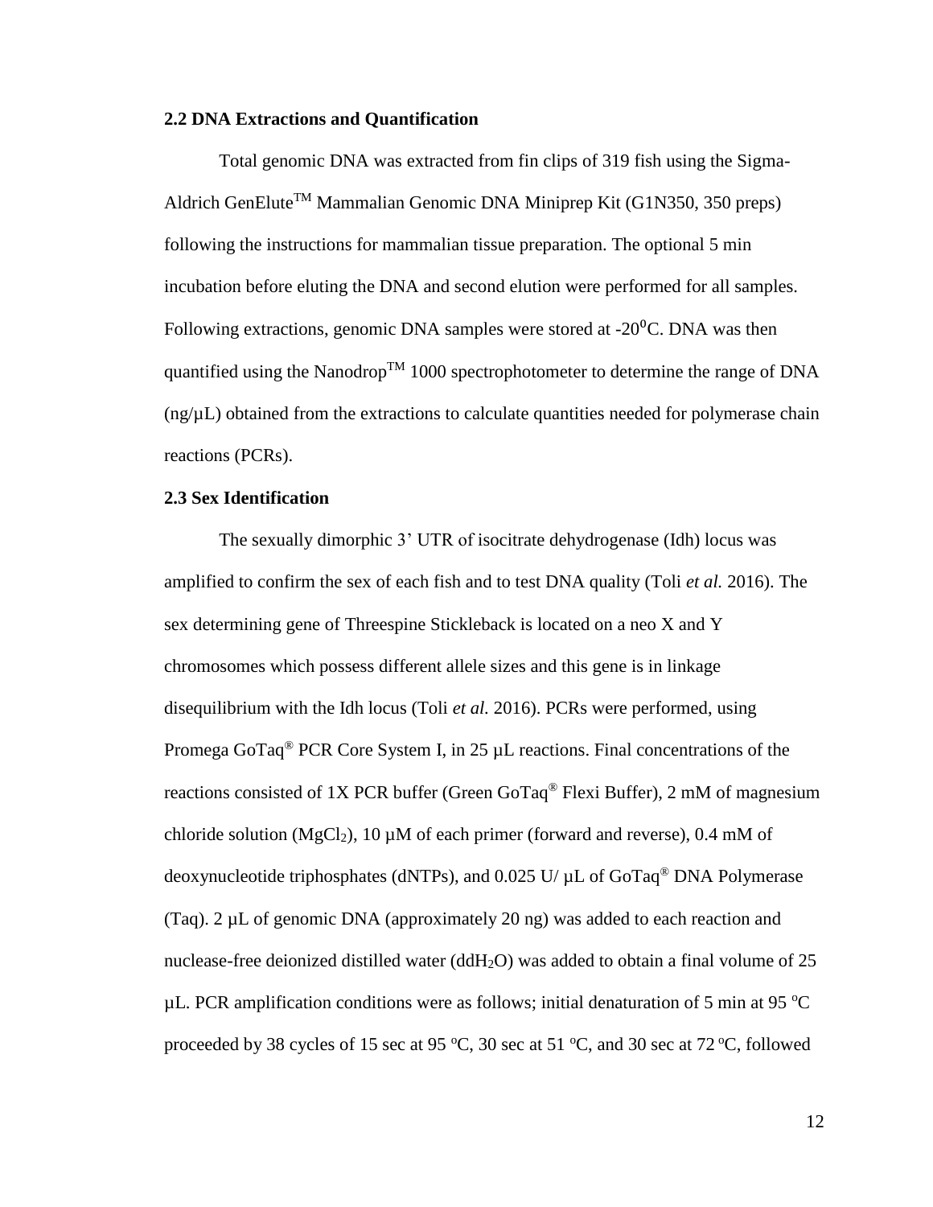### 2.2 DNA Extractions and Quantification

Total genomic DNA was extracted from fin clips of 319 fish using the Sigma-Aldrich GenElute$^{TM}$ Mammalian Genomic DNA Miniprep Kit (G1N350, 350 preps) following the instructions for mammalian tissue preparation. The optional 5 min incubation before eluting the DNA and second elution were performed for all samples. Following extractions, genomic DNA samples were stored at -20$^{0}$C. DNA was then quantified using the Nanodrop$^{TM}$ 1000 spectrophotometer to determine the range of DNA (ng/µL) obtained from the extractions to calculate quantities needed for polymerase chain reactions (PCRs).

### 2.3 Sex Identification

The sexually dimorphic 3' UTR of isocitrate dehydrogenase (Idh) locus was amplified to confirm the sex of each fish and to test DNA quality (Toli *et al.* 2016). The sex determining gene of Threespine Stickleback is located on a neo X and Y chromosomes which possess different allele sizes and this gene is in linkage disequilibrium with the Idh locus (Toli *et al.* 2016). PCRs were performed, using Promega GoTaq® PCR Core System I, in 25 µL reactions. Final concentrations of the reactions consisted of 1X PCR buffer (Green GoTaq® Flexi Buffer), 2 mM of magnesium chloride solution ($MgCl_2$), 10 µM of each primer (forward and reverse), 0.4 mM of deoxynucleotide triphosphates (dNTPs), and 0.025 U/ µL of GoTaq® DNA Polymerase (Taq). 2 µL of genomic DNA (approximately 20 ng) was added to each reaction and nuclease-free deionized distilled water ($ddH_2O$) was added to obtain a final volume of 25 µL. PCR amplification conditions were as follows; initial denaturation of 5 min at 95 $^{o}$C proceeded by 38 cycles of 15 sec at 95 $^{o}$C, 30 sec at 51 $^{o}$C, and 30 sec at 72 $^{o}$C, followed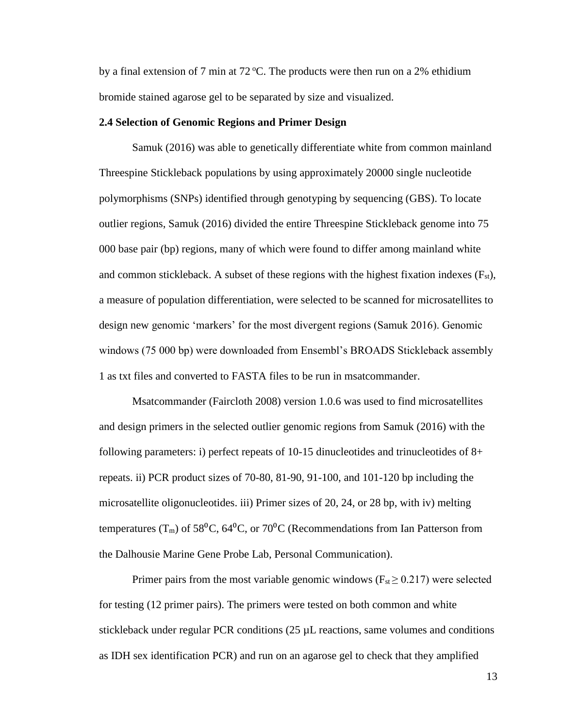by a final extension of 7 min at 72 $^{o}$C. The products were then run on a 2% ethidium bromide stained agarose gel to be separated by size and visualized.

### 2.4 Selection of Genomic Regions and Primer Design

Samuk (2016) was able to genetically differentiate white from common mainland Threespine Stickleback populations by using approximately 20000 single nucleotide polymorphisms (SNPs) identified through genotyping by sequencing (GBS). To locate outlier regions, Samuk (2016) divided the entire Threespine Stickleback genome into 75 000 base pair (bp) regions, many of which were found to differ among mainland white and common stickleback. A subset of these regions with the highest fixation indexes ($F_{st}$), a measure of population differentiation, were selected to be scanned for microsatellites to design new genomic 'markers' for the most divergent regions (Samuk 2016). Genomic windows (75 000 bp) were downloaded from Ensembl's BROADS Stickleback assembly 1 as txt files and converted to FASTA files to be run in msatcommander.

Msatcommander (Faircloth 2008) version 1.0.6 was used to find microsatellites and design primers in the selected outlier genomic regions from Samuk (2016) with the following parameters: i) perfect repeats of 10-15 dinucleotides and trinucleotides of 8+ repeats. ii) PCR product sizes of 70-80, 81-90, 91-100, and 101-120 bp including the microsatellite oligonucleotides. iii) Primer sizes of 20, 24, or 28 bp, with iv) melting temperatures ($T_m$) of 58$^0$C, 64$^0$C, or 70$^0$C (Recommendations from Ian Patterson from the Dalhousie Marine Gene Probe Lab, Personal Communication).

Primer pairs from the most variable genomic windows ($F_{st} \geq 0.217$) were selected for testing (12 primer pairs). The primers were tested on both common and white stickleback under regular PCR conditions (25 µL reactions, same volumes and conditions as IDH sex identification PCR) and run on an agarose gel to check that they amplified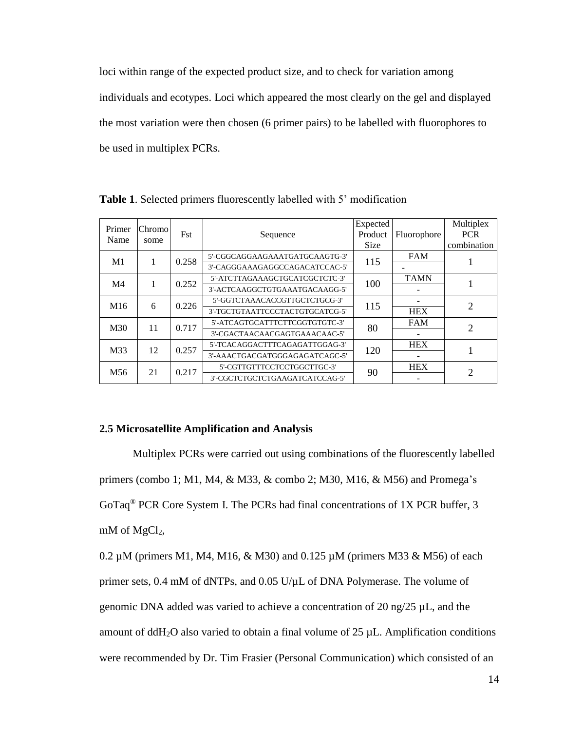loci within range of the expected product size, and to check for variation among individuals and ecotypes. Loci which appeared the most clearly on the gel and displayed the most variation were then chosen (6 primer pairs) to be labelled with fluorophores to be used in multiplex PCRs.

**Table 1**. Selected primers fluorescently labelled with 5' modification

| Primer Name | Chromosome | Fst | Sequence | Expected Product Size | Fluorophore | Multiplex PCR combination |
|---|---|---|---|---|---|---|
| M1 | 1 | 0.258 | 5'-CGGCAGGAAGAAATGATGCAAGTG-3' | 115 | FAM | 1 |
| | | | 3'-CAGGGAAAGAGGCCAGACATCCAC-5' | | - | |
| M4 | 1 | 0.252 | 5'-ATCTTAGAAAGCTGCATCGCTCTC-3' | 100 | TAMN | 1 |
| | | | 3'-ACTCAAGGCTGTGAAATGACAAGG-5' | | - | |
| M16 | 6 | 0.226 | 5'-GGTCTAAACACCGTTGCTCTGCG-3' | 115 | - | 2 |
| | | | 3'-TGCTGTAATTCCCTACTGTGCATCG-5' | | HEX | |
| M30 | 11 | 0.717 | 5'-ATCAGTGCATTTCTTCGGTGTGTC-3' | 80 | FAM | 2 |
| | | | 3'-CGACTAACAACGAGTGAAACAAC-5' | | - | |
| M33 | 12 | 0.257 | 5'-TCACAGGACTTTCAGAGATTGGAG-3' | 120 | HEX | 1 |
| | | | 3'-AAACTGACGATGGGAGAGATCAGC-5' | | - | |
| M56 | 21 | 0.217 | 5'-CGTTGTTTCCTCCTGGCTTGC-3' | 90 | HEX | 2 |
| | | | 3'-CGCTCTGCTCTGAAGATCATCCAG-5' | | - | |

### 2.5 Microsatellite Amplification and Analysis

Multiplex PCRs were carried out using combinations of the fluorescently labelled primers (combo 1; M1, M4, & M33, & combo 2; M30, M16, & M56) and Promega's GoTaq® PCR Core System I. The PCRs had final concentrations of 1X PCR buffer, 3 mM of $MgCl_2$,

0.2 µM (primers M1, M4, M16, & M30) and 0.125 µM (primers M33 & M56) of each primer sets, 0.4 mM of dNTPs, and 0.05 U/µL of DNA Polymerase. The volume of genomic DNA added was varied to achieve a concentration of 20 ng/25 µL, and the amount of $ddH_2O$ also varied to obtain a final volume of 25 µL. Amplification conditions were recommended by Dr. Tim Frasier (Personal Communication) which consisted of an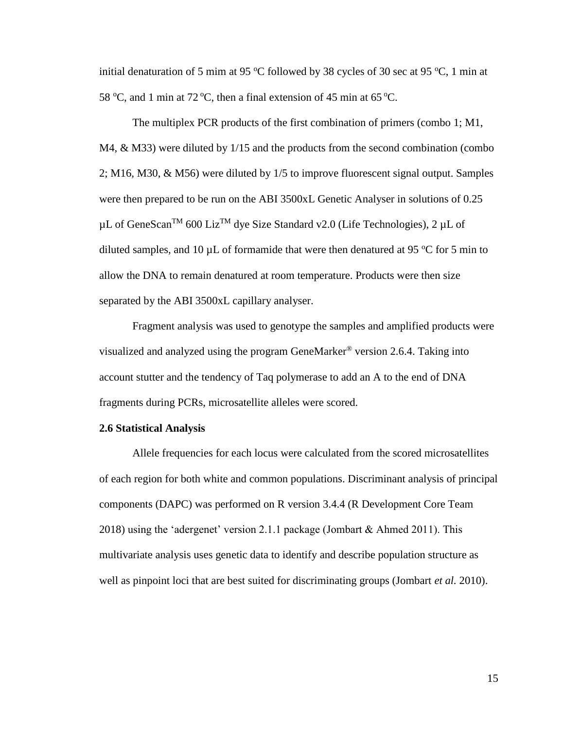initial denaturation of 5 mim at 95 °C followed by 38 cycles of 30 sec at 95 °C, 1 min at 58 °C, and 1 min at 72 °C, then a final extension of 45 min at 65 °C.

The multiplex PCR products of the first combination of primers (combo 1; M1, M4, & M33) were diluted by 1/15 and the products from the second combination (combo 2; M16, M30, & M56) were diluted by 1/5 to improve fluorescent signal output. Samples were then prepared to be run on the ABI 3500xL Genetic Analyser in solutions of 0.25 µL of GeneScan™ 600 Liz™ dye Size Standard v2.0 (Life Technologies), 2 µL of diluted samples, and 10 µL of formamide that were then denatured at 95 °C for 5 min to allow the DNA to remain denatured at room temperature. Products were then size separated by the ABI 3500xL capillary analyser.

Fragment analysis was used to genotype the samples and amplified products were visualized and analyzed using the program GeneMarker® version 2.6.4. Taking into account stutter and the tendency of Taq polymerase to add an A to the end of DNA fragments during PCRs, microsatellite alleles were scored.

**2.6 Statistical Analysis**

Allele frequencies for each locus were calculated from the scored microsatellites of each region for both white and common populations. Discriminant analysis of principal components (DAPC) was performed on R version 3.4.4 (R Development Core Team 2018) using the 'adergenet' version 2.1.1 package (Jombart & Ahmed 2011). This multivariate analysis uses genetic data to identify and describe population structure as well as pinpoint loci that are best suited for discriminating groups (Jombart *et al.* 2010).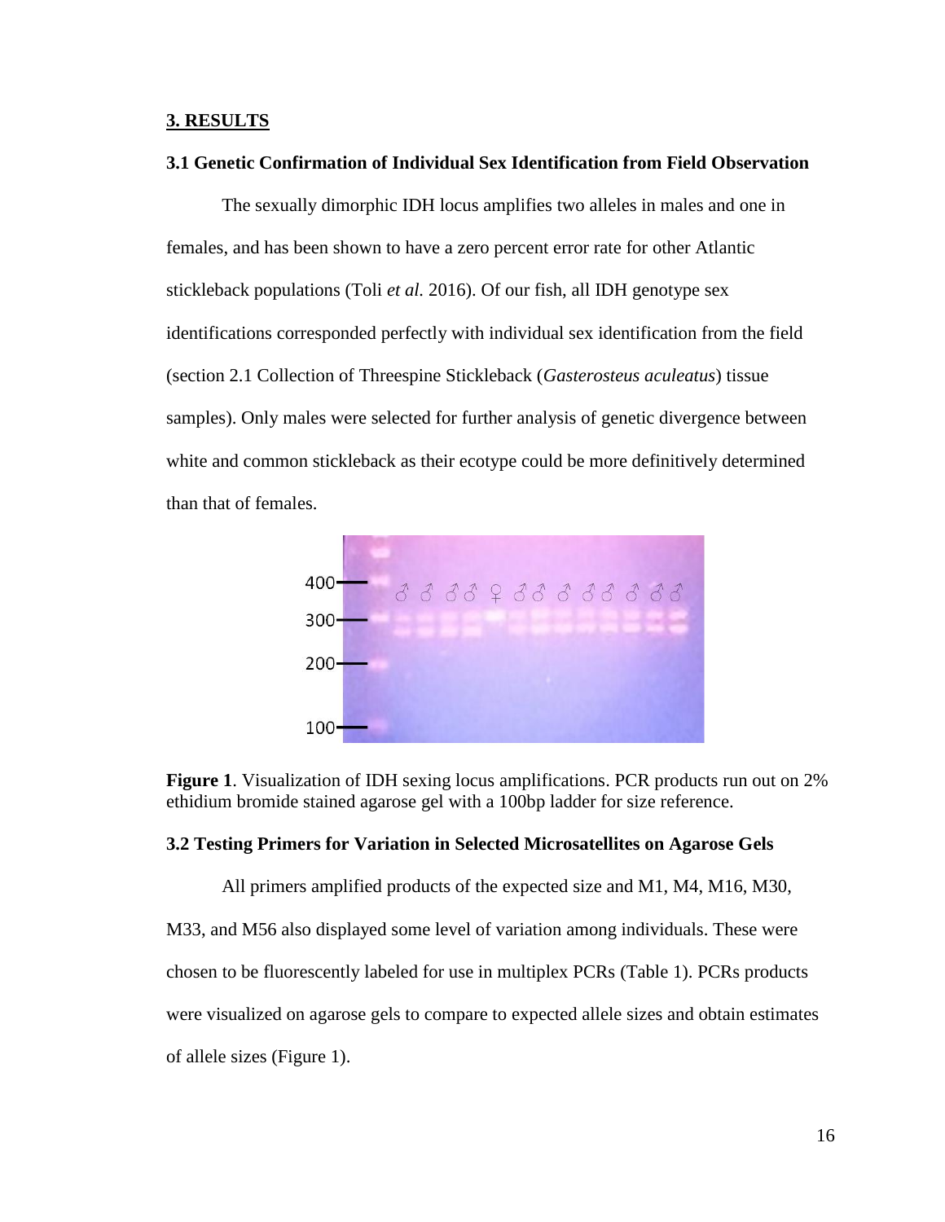## 3. RESULTS

### 3.1 Genetic Confirmation of Individual Sex Identification from Field Observation

The sexually dimorphic IDH locus amplifies two alleles in males and one in females, and has been shown to have a zero percent error rate for other Atlantic stickleback populations (Toli *et al.* 2016). Of our fish, all IDH genotype sex identifications corresponded perfectly with individual sex identification from the field (section 2.1 Collection of Threespine Stickleback (*Gasterosteus aculeatus*) tissue samples). Only males were selected for further analysis of genetic divergence between white and common stickleback as their ecotype could be more definitively determined than that of females.

**Figure 1**. Visualization of IDH sexing locus amplifications. PCR products run out on 2% ethidium bromide stained agarose gel with a 100bp ladder for size reference.

### 3.2 Testing Primers for Variation in Selected Microsatellites on Agarose Gels

All primers amplified products of the expected size and M1, M4, M16, M30, M33, and M56 also displayed some level of variation among individuals. These were chosen to be fluorescently labeled for use in multiplex PCRs (Table 1). PCRs products were visualized on agarose gels to compare to expected allele sizes and obtain estimates of allele sizes (Figure 1).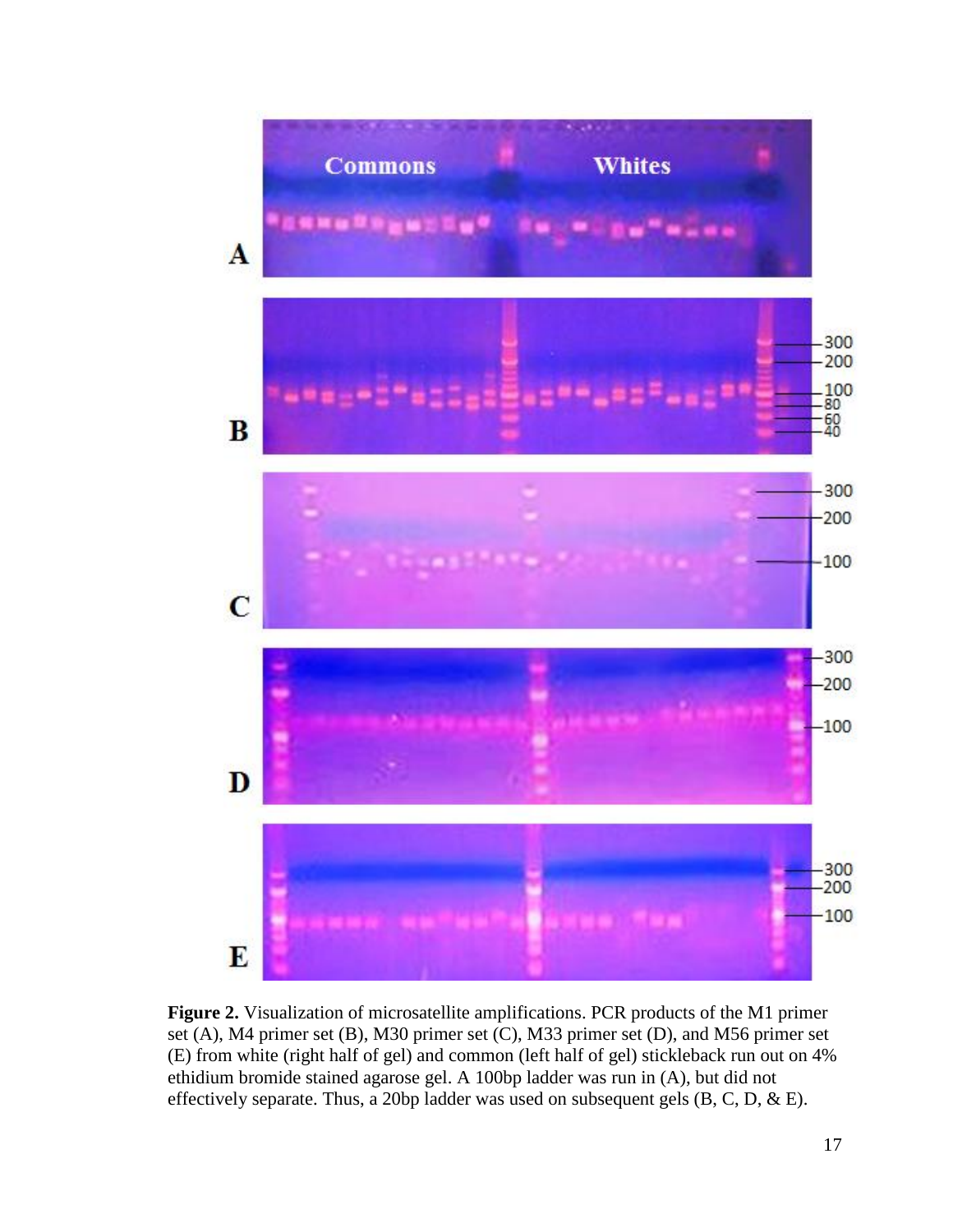**Figure 2.** Visualization of microsatellite amplifications. PCR products of the M1 primer set (A), M4 primer set (B), M30 primer set (C), M33 primer set (D), and M56 primer set (E) from white (right half of gel) and common (left half of gel) stickleback run out on 4% ethidium bromide stained agarose gel. A 100bp ladder was run in (A), but did not effectively separate. Thus, a 20bp ladder was used on subsequent gels (B, C, D, & E).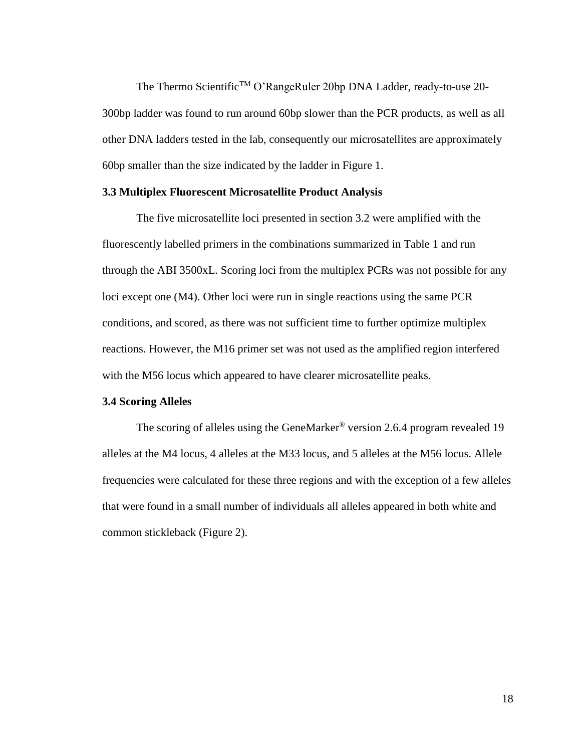The Thermo Scientific™ O'RangeRuler 20bp DNA Ladder, ready-to-use 20-300bp ladder was found to run around 60bp slower than the PCR products, as well as all other DNA ladders tested in the lab, consequently our microsatellites are approximately 60bp smaller than the size indicated by the ladder in Figure 1.

### 3.3 Multiplex Fluorescent Microsatellite Product Analysis

The five microsatellite loci presented in section 3.2 were amplified with the fluorescently labelled primers in the combinations summarized in Table 1 and run through the ABI 3500xL. Scoring loci from the multiplex PCRs was not possible for any loci except one (M4). Other loci were run in single reactions using the same PCR conditions, and scored, as there was not sufficient time to further optimize multiplex reactions. However, the M16 primer set was not used as the amplified region interfered with the M56 locus which appeared to have clearer microsatellite peaks.

### 3.4 Scoring Alleles

The scoring of alleles using the GeneMarker® version 2.6.4 program revealed 19 alleles at the M4 locus, 4 alleles at the M33 locus, and 5 alleles at the M56 locus. Allele frequencies were calculated for these three regions and with the exception of a few alleles that were found in a small number of individuals all alleles appeared in both white and common stickleback (Figure 2).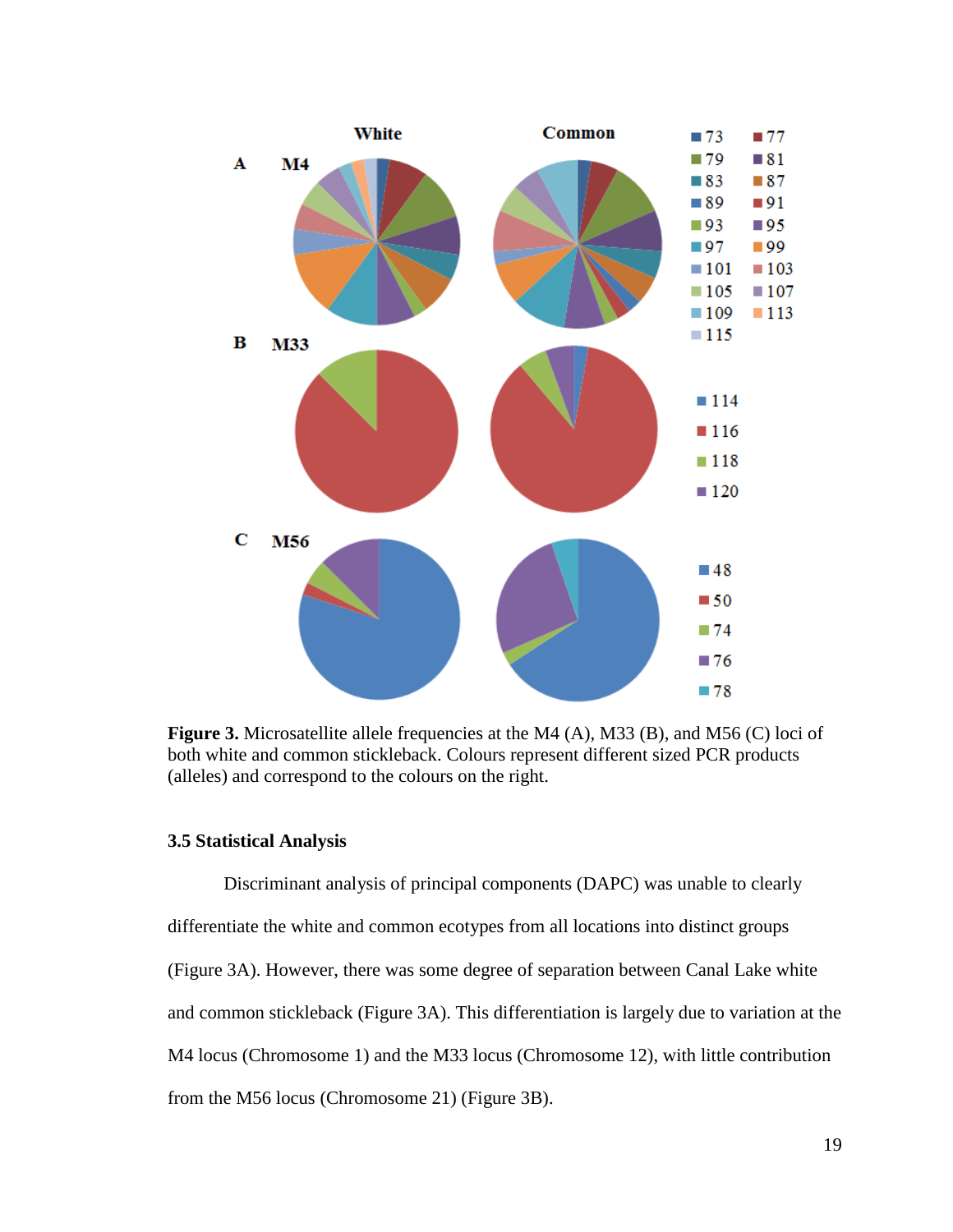**Figure 3.** Microsatellite allele frequencies at the M4 (A), M33 (B), and M56 (C) loci of both white and common stickleback. Colours represent different sized PCR products (alleles) and correspond to the colours on the right.

### 3.5 Statistical Analysis

Discriminant analysis of principal components (DAPC) was unable to clearly differentiate the white and common ecotypes from all locations into distinct groups (Figure 3A). However, there was some degree of separation between Canal Lake white and common stickleback (Figure 3A). This differentiation is largely due to variation at the M4 locus (Chromosome 1) and the M33 locus (Chromosome 12), with little contribution from the M56 locus (Chromosome 21) (Figure 3B).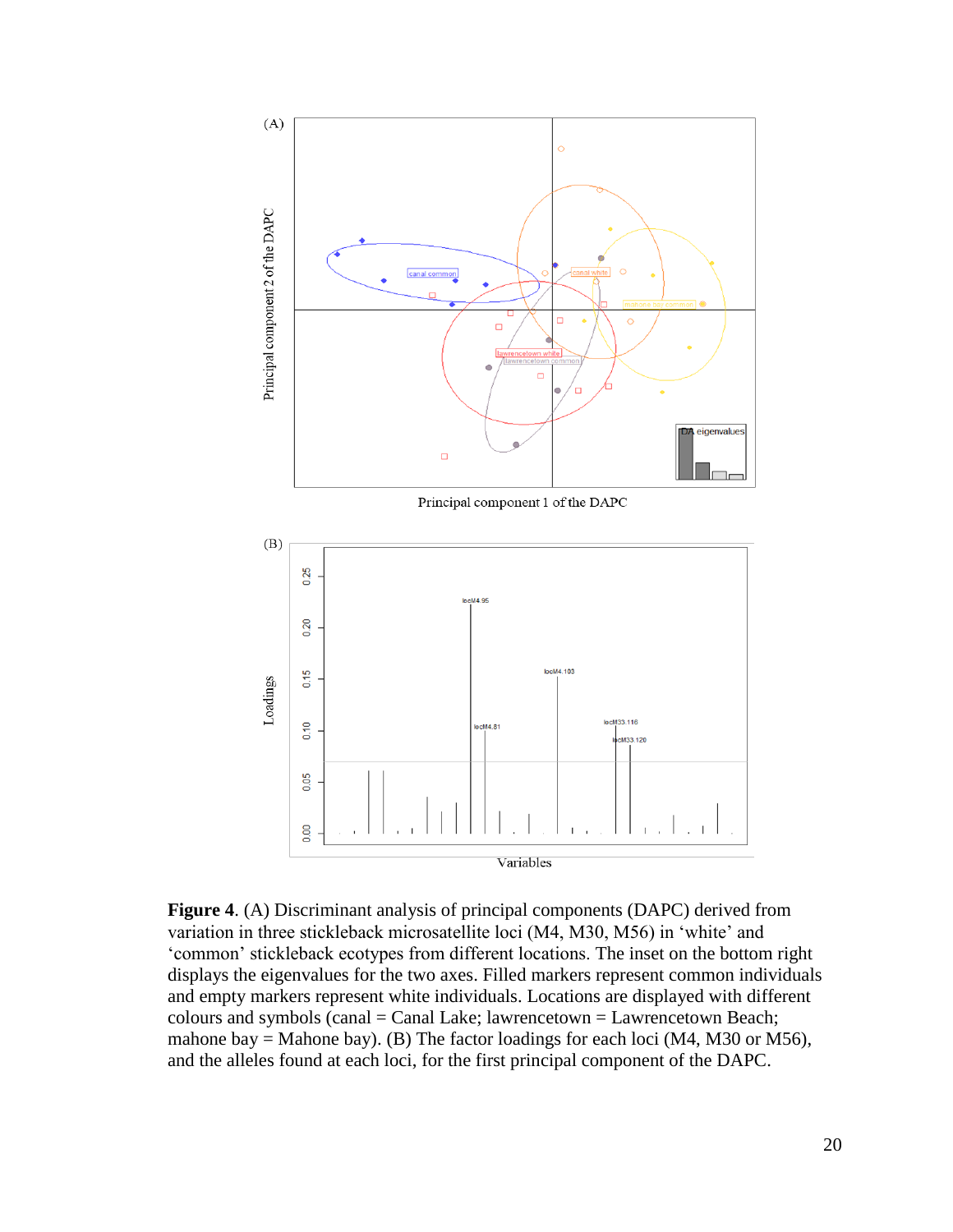**Figure 4**. (A) Discriminant analysis of principal components (DAPC) derived from variation in three stickleback microsatellite loci (M4, M30, M56) in 'white' and 'common' stickleback ecotypes from different locations. The inset on the bottom right displays the eigenvalues for the two axes. Filled markers represent common individuals and empty markers represent white individuals. Locations are displayed with different colours and symbols (canal = Canal Lake; lawrencetown = Lawrencetown Beach; mahone bay = Mahone bay). (B) The factor loadings for each loci (M4, M30 or M56), and the alleles found at each loci, for the first principal component of the DAPC.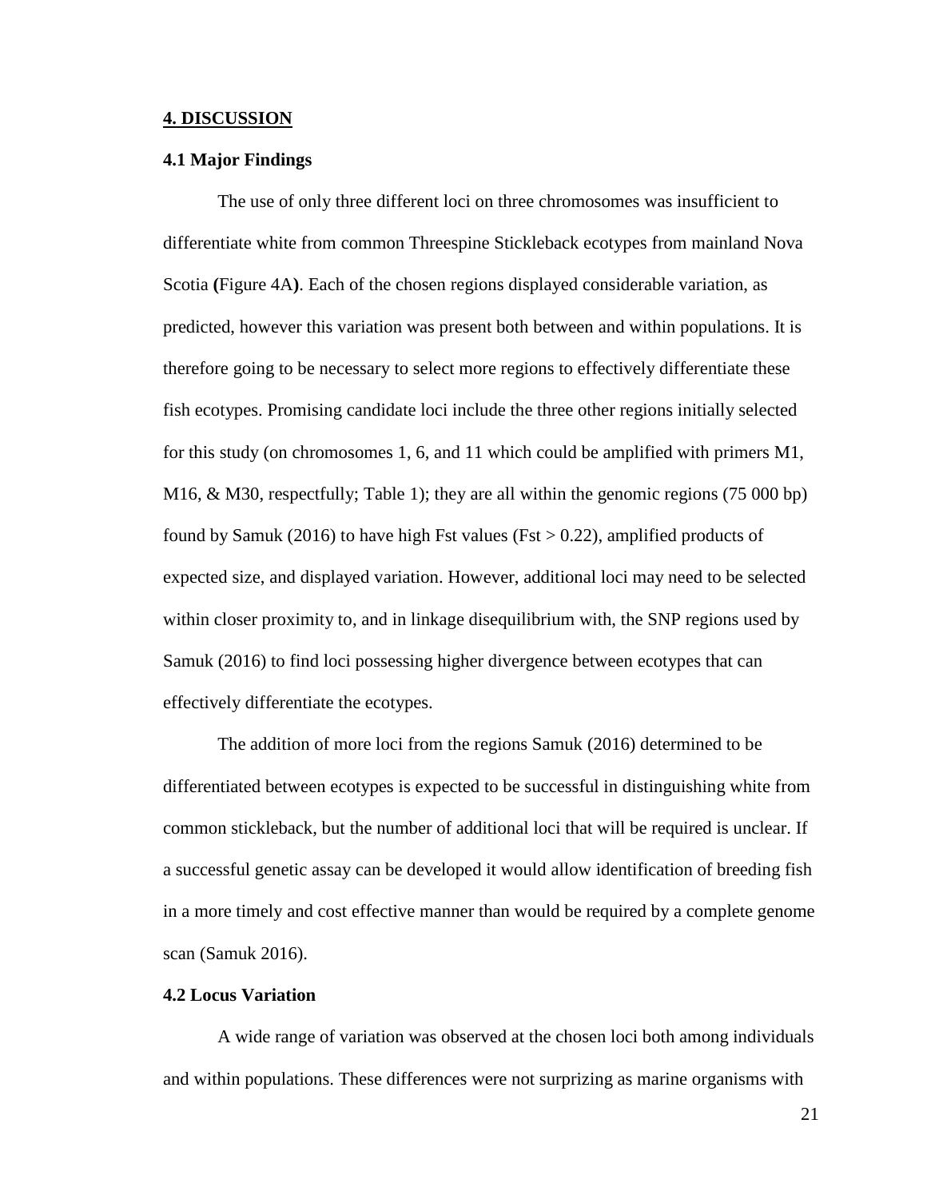## 4. DISCUSSION

### 4.1 Major Findings

The use of only three different loci on three chromosomes was insufficient to differentiate white from common Threespine Stickleback ecotypes from mainland Nova Scotia **(**Figure 4A**)**. Each of the chosen regions displayed considerable variation, as predicted, however this variation was present both between and within populations. It is therefore going to be necessary to select more regions to effectively differentiate these fish ecotypes. Promising candidate loci include the three other regions initially selected for this study (on chromosomes 1, 6, and 11 which could be amplified with primers M1, M16, & M30, respectfully; Table 1); they are all within the genomic regions (75 000 bp) found by Samuk (2016) to have high Fst values (Fst > 0.22), amplified products of expected size, and displayed variation. However, additional loci may need to be selected within closer proximity to, and in linkage disequilibrium with, the SNP regions used by Samuk (2016) to find loci possessing higher divergence between ecotypes that can effectively differentiate the ecotypes.

The addition of more loci from the regions Samuk (2016) determined to be differentiated between ecotypes is expected to be successful in distinguishing white from common stickleback, but the number of additional loci that will be required is unclear. If a successful genetic assay can be developed it would allow identification of breeding fish in a more timely and cost effective manner than would be required by a complete genome scan (Samuk 2016).

### 4.2 Locus Variation

A wide range of variation was observed at the chosen loci both among individuals and within populations. These differences were not surprizing as marine organisms with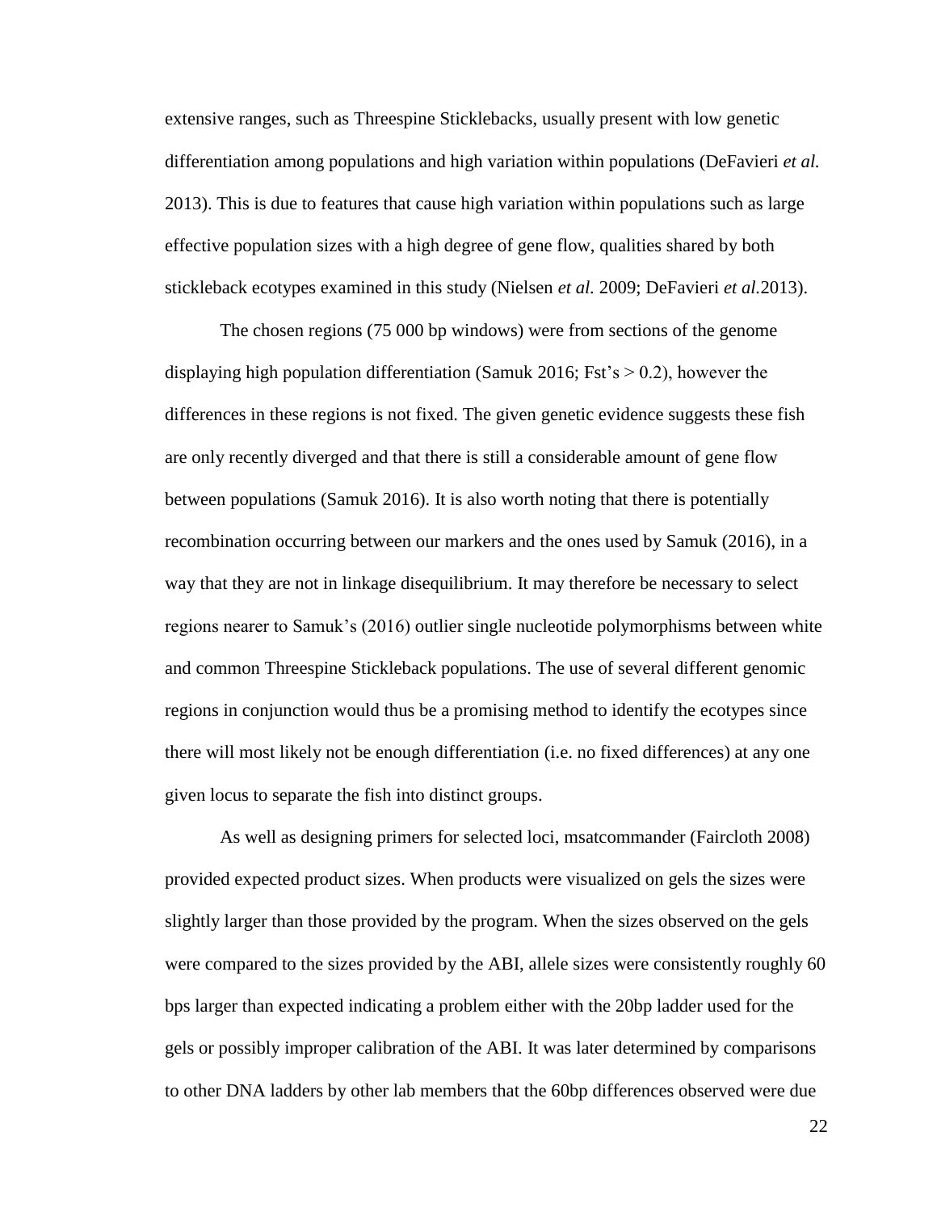extensive ranges, such as Threespine Sticklebacks, usually present with low genetic differentiation among populations and high variation within populations (DeFavieri *et al.* 2013). This is due to features that cause high variation within populations such as large effective population sizes with a high degree of gene flow, qualities shared by both stickleback ecotypes examined in this study (Nielsen *et al.* 2009; DeFavieri *et al.*2013).

The chosen regions (75 000 bp windows) were from sections of the genome displaying high population differentiation (Samuk 2016; Fst's > 0.2), however the differences in these regions is not fixed. The given genetic evidence suggests these fish are only recently diverged and that there is still a considerable amount of gene flow between populations (Samuk 2016). It is also worth noting that there is potentially recombination occurring between our markers and the ones used by Samuk (2016), in a way that they are not in linkage disequilibrium. It may therefore be necessary to select regions nearer to Samuk's (2016) outlier single nucleotide polymorphisms between white and common Threespine Stickleback populations. The use of several different genomic regions in conjunction would thus be a promising method to identify the ecotypes since there will most likely not be enough differentiation (i.e. no fixed differences) at any one given locus to separate the fish into distinct groups.

As well as designing primers for selected loci, msatcommander (Faircloth 2008) provided expected product sizes. When products were visualized on gels the sizes were slightly larger than those provided by the program. When the sizes observed on the gels were compared to the sizes provided by the ABI, allele sizes were consistently roughly 60 bps larger than expected indicating a problem either with the 20bp ladder used for the gels or possibly improper calibration of the ABI. It was later determined by comparisons to other DNA ladders by other lab members that the 60bp differences observed were due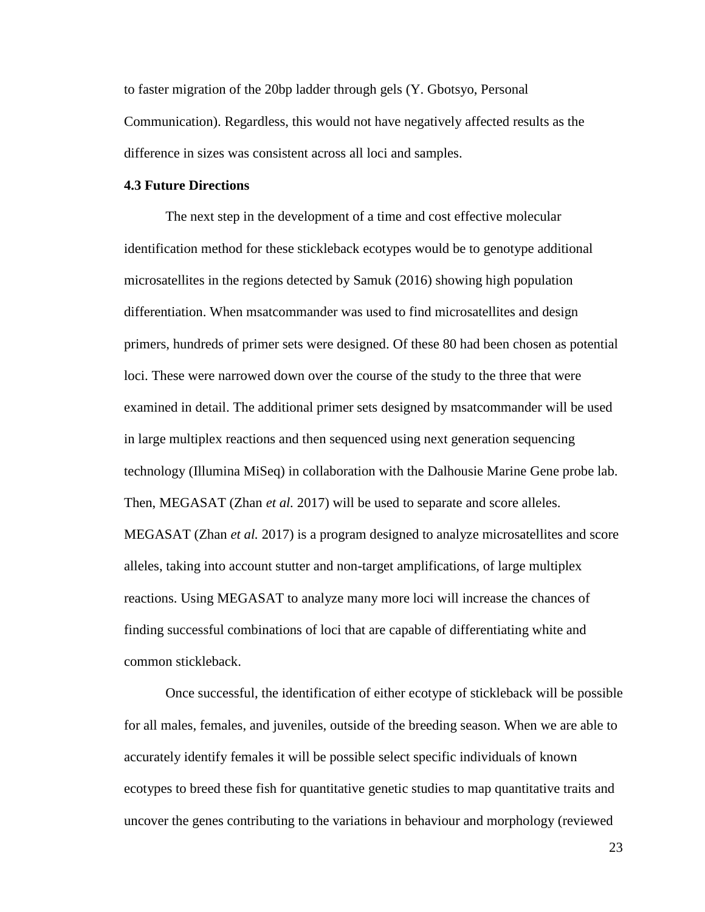to faster migration of the 20bp ladder through gels (Y. Gbotsyo, Personal Communication). Regardless, this would not have negatively affected results as the difference in sizes was consistent across all loci and samples.

### 4.3 Future Directions

The next step in the development of a time and cost effective molecular identification method for these stickleback ecotypes would be to genotype additional microsatellites in the regions detected by Samuk (2016) showing high population differentiation. When msatcommander was used to find microsatellites and design primers, hundreds of primer sets were designed. Of these 80 had been chosen as potential loci. These were narrowed down over the course of the study to the three that were examined in detail. The additional primer sets designed by msatcommander will be used in large multiplex reactions and then sequenced using next generation sequencing technology (Illumina MiSeq) in collaboration with the Dalhousie Marine Gene probe lab. Then, MEGASAT (Zhan *et al.* 2017) will be used to separate and score alleles. MEGASAT (Zhan *et al.* 2017) is a program designed to analyze microsatellites and score alleles, taking into account stutter and non-target amplifications, of large multiplex reactions. Using MEGASAT to analyze many more loci will increase the chances of finding successful combinations of loci that are capable of differentiating white and common stickleback.

Once successful, the identification of either ecotype of stickleback will be possible for all males, females, and juveniles, outside of the breeding season. When we are able to accurately identify females it will be possible select specific individuals of known ecotypes to breed these fish for quantitative genetic studies to map quantitative traits and uncover the genes contributing to the variations in behaviour and morphology (reviewed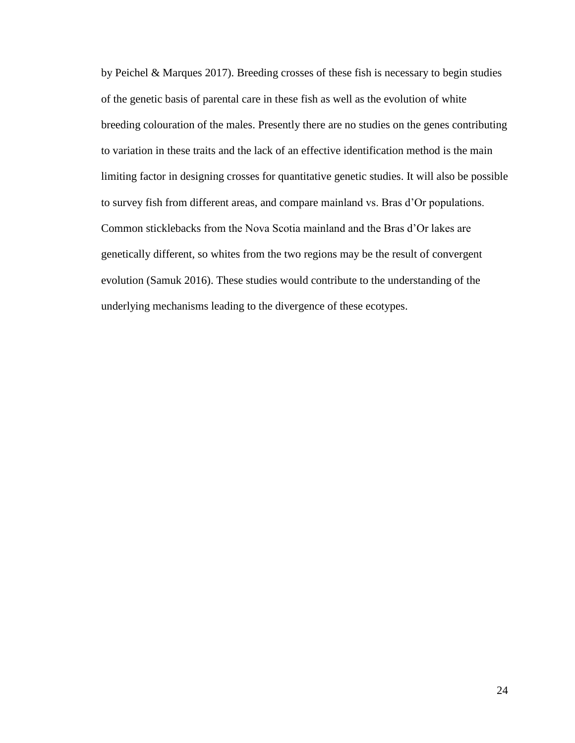by Peichel & Marques 2017). Breeding crosses of these fish is necessary to begin studies of the genetic basis of parental care in these fish as well as the evolution of white breeding colouration of the males. Presently there are no studies on the genes contributing to variation in these traits and the lack of an effective identification method is the main limiting factor in designing crosses for quantitative genetic studies. It will also be possible to survey fish from different areas, and compare mainland vs. Bras d'Or populations. Common sticklebacks from the Nova Scotia mainland and the Bras d'Or lakes are genetically different, so whites from the two regions may be the result of convergent evolution (Samuk 2016). These studies would contribute to the understanding of the underlying mechanisms leading to the divergence of these ecotypes.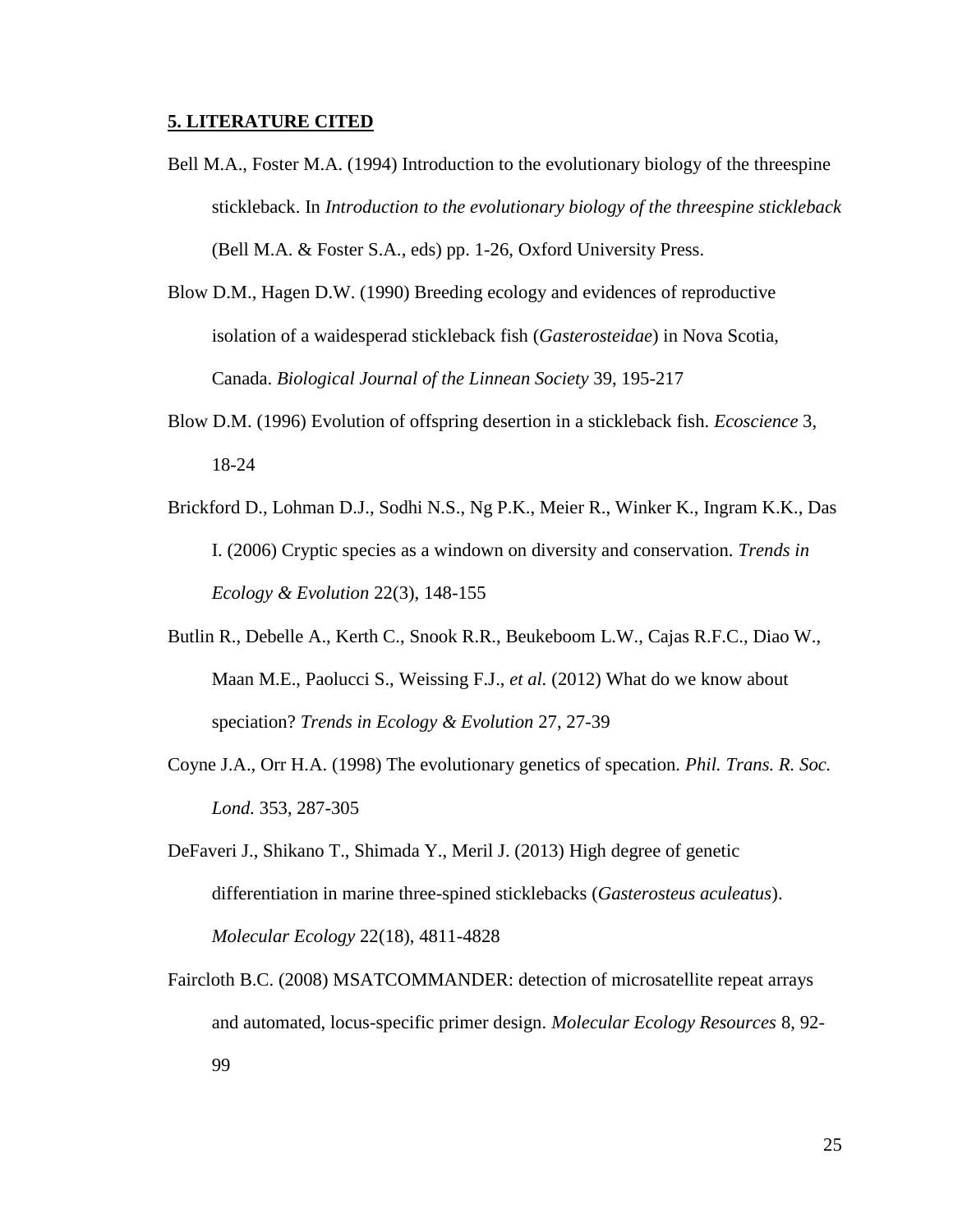**5. LITERATURE CITED**

Bell M.A., Foster M.A. (1994) Introduction to the evolutionary biology of the threespine stickleback. In *Introduction to the evolutionary biology of the threespine stickleback* (Bell M.A. & Foster S.A., eds) pp. 1-26, Oxford University Press.

Blow D.M., Hagen D.W. (1990) Breeding ecology and evidences of reproductive isolation of a waidesperad stickleback fish (*Gasterosteidae*) in Nova Scotia, Canada. *Biological Journal of the Linnean Society* 39, 195-217

Blow D.M. (1996) Evolution of offspring desertion in a stickleback fish. *Ecoscience* 3, 18-24

Brickford D., Lohman D.J., Sodhi N.S., Ng P.K., Meier R., Winker K., Ingram K.K., Das I. (2006) Cryptic species as a windown on diversity and conservation. *Trends in Ecology & Evolution* 22(3), 148-155

Butlin R., Debelle A., Kerth C., Snook R.R., Beukeboom L.W., Cajas R.F.C., Diao W., Maan M.E., Paolucci S., Weissing F.J., *et al.* (2012) What do we know about speciation? *Trends in Ecology & Evolution* 27, 27-39

Coyne J.A., Orr H.A. (1998) The evolutionary genetics of specation. *Phil. Trans. R. Soc. Lond.* 353, 287-305

DeFaveri J., Shikano T., Shimada Y., Meril J. (2013) High degree of genetic differentiation in marine three-spined sticklebacks (*Gasterosteus aculeatus*). *Molecular Ecology* 22(18), 4811-4828

Faircloth B.C. (2008) MSATCOMMANDER: detection of microsatellite repeat arrays and automated, locus-specific primer design. *Molecular Ecology Resources* 8, 92-99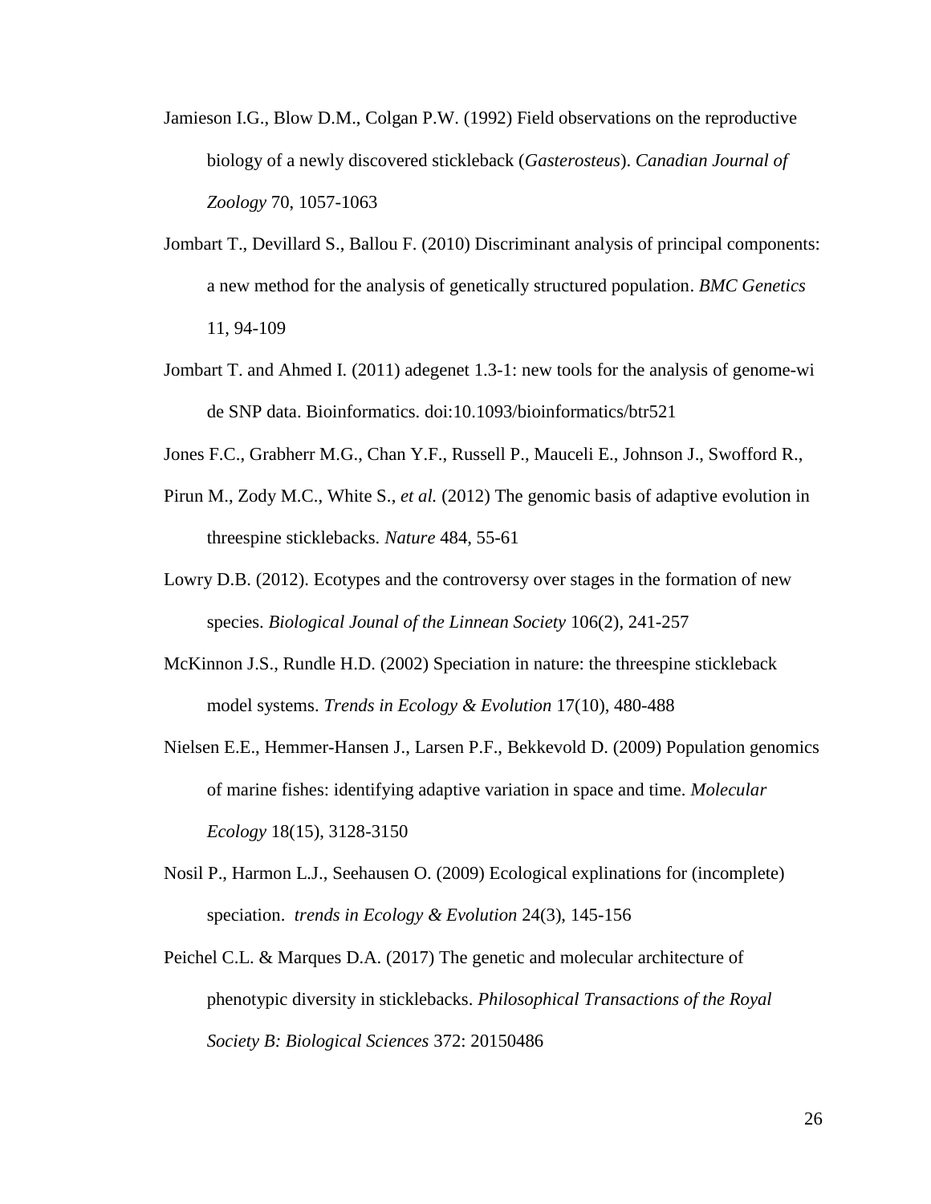Jamieson I.G., Blow D.M., Colgan P.W. (1992) Field observations on the reproductive biology of a newly discovered stickleback (*Gasterosteus*). *Canadian Journal of Zoology* 70, 1057-1063

Jombart T., Devillard S., Ballou F. (2010) Discriminant analysis of principal components: a new method for the analysis of genetically structured population. *BMC Genetics* 11, 94-109

Jombart T. and Ahmed I. (2011) adegenet 1.3-1: new tools for the analysis of genome-wi de SNP data. Bioinformatics. doi:10.1093/bioinformatics/btr521

Jones F.C., Grabherr M.G., Chan Y.F., Russell P., Mauceli E., Johnson J., Swofford R.,

Pirun M., Zody M.C., White S., *et al.* (2012) The genomic basis of adaptive evolution in threespine sticklebacks. *Nature* 484, 55-61

Lowry D.B. (2012). Ecotypes and the controversy over stages in the formation of new species. *Biological Jounal of the Linnean Society* 106(2), 241-257

McKinnon J.S., Rundle H.D. (2002) Speciation in nature: the threespine stickleback model systems. *Trends in Ecology & Evolution* 17(10), 480-488

Nielsen E.E., Hemmer-Hansen J., Larsen P.F., Bekkevold D. (2009) Population genomics of marine fishes: identifying adaptive variation in space and time. *Molecular Ecology* 18(15), 3128-3150

Nosil P., Harmon L.J., Seehausen O. (2009) Ecological explinations for (incomplete) speciation. *trends in Ecology & Evolution* 24(3), 145-156

Peichel C.L. & Marques D.A. (2017) The genetic and molecular architecture of phenotypic diversity in sticklebacks. *Philosophical Transactions of the Royal Society B: Biological Sciences* 372: 20150486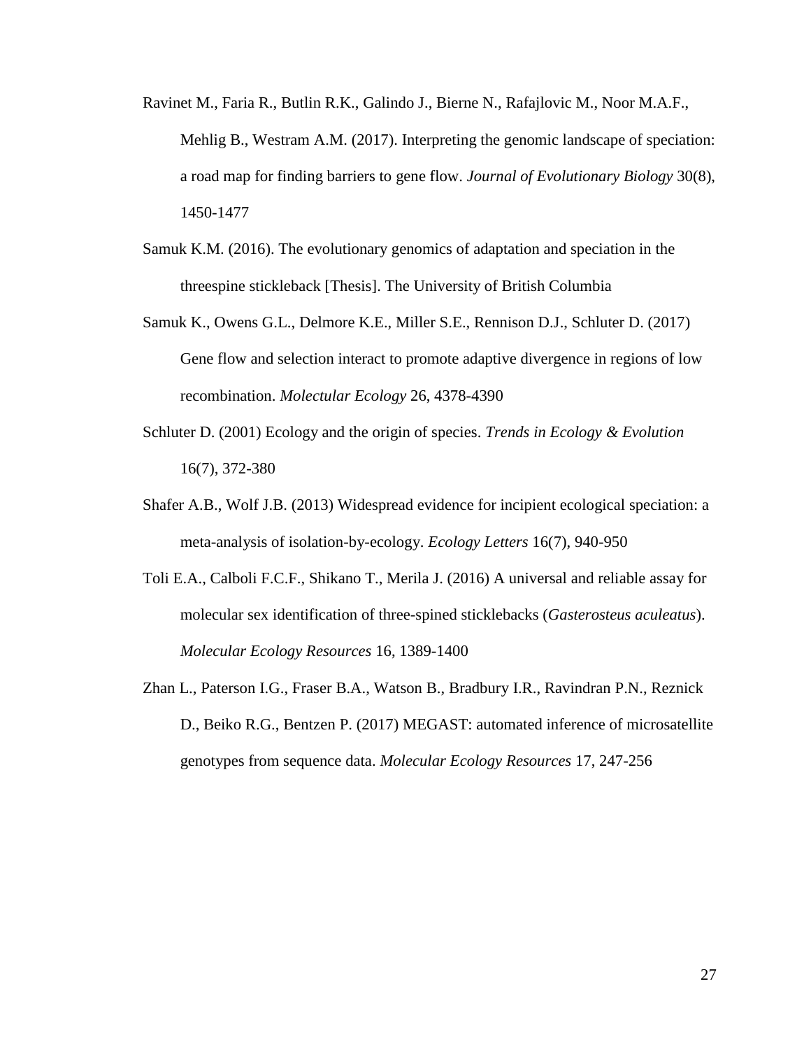Ravinet M., Faria R., Butlin R.K., Galindo J., Bierne N., Rafajlovic M., Noor M.A.F., Mehlig B., Westram A.M. (2017). Interpreting the genomic landscape of speciation: a road map for finding barriers to gene flow. *Journal of Evolutionary Biology* 30(8), 1450-1477

Samuk K.M. (2016). The evolutionary genomics of adaptation and speciation in the threespine stickleback [Thesis]. The University of British Columbia

Samuk K., Owens G.L., Delmore K.E., Miller S.E., Rennison D.J., Schluter D. (2017) Gene flow and selection interact to promote adaptive divergence in regions of low recombination. *Molectular Ecology* 26, 4378-4390

Schluter D. (2001) Ecology and the origin of species. *Trends in Ecology & Evolution* 16(7), 372-380

Shafer A.B., Wolf J.B. (2013) Widespread evidence for incipient ecological speciation: a meta-analysis of isolation-by-ecology. *Ecology Letters* 16(7), 940-950

Toli E.A., Calboli F.C.F., Shikano T., Merila J. (2016) A universal and reliable assay for molecular sex identification of three-spined sticklebacks (*Gasterosteus aculeatus*). *Molecular Ecology Resources* 16, 1389-1400

Zhan L., Paterson I.G., Fraser B.A., Watson B., Bradbury I.R., Ravindran P.N., Reznick D., Beiko R.G., Bentzen P. (2017) MEGAST: automated inference of microsatellite genotypes from sequence data. *Molecular Ecology Resources* 17, 247-256